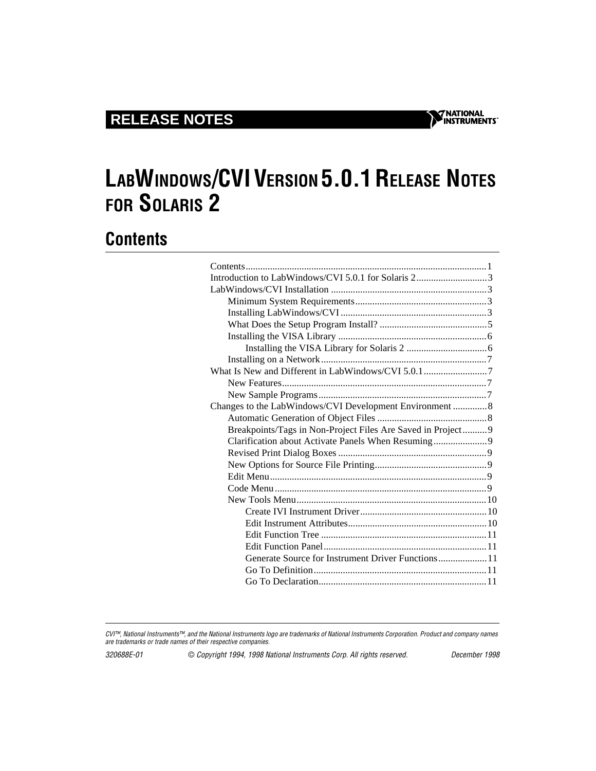**RELEASE NOTES**

# LabWindows/CVI Version 5.0.1 Release Notes for Solaris 2

## Contents

- Contents ........................................ 1
- Introduction to LabWindows/CVI 5.0.1 for Solaris 2 ........................................ 3
- LabWindows/CVI Installation ........................................ 3
  - Minimum System Requirements ........................................ 3
  - Installing LabWindows/CVI ........................................ 3
  - What Does the Setup Program Install? ........................................ 5
  - Installing the VISA Library ........................................ 6
    - Installing the VISA Library for Solaris 2 ........................................ 6
  - Installing on a Network ........................................ 7
- What Is New and Different in LabWindows/CVI 5.0.1 ........................................ 7
  - New Features ........................................ 7
  - New Sample Programs ........................................ 7
- Changes to the LabWindows/CVI Development Environment ........................................ 8
  - Automatic Generation of Object Files ........................................ 8
  - Breakpoints/Tags in Non-Project Files Are Saved in Project ........................................ 9
  - Clarification about Activate Panels When Resuming ........................................ 9
  - Revised Print Dialog Boxes ........................................ 9
  - New Options for Source File Printing ........................................ 9
  - Edit Menu ........................................ 9
  - Code Menu ........................................ 9
  - New Tools Menu ........................................ 10
    - Create IVI Instrument Driver ........................................ 10
    - Edit Instrument Attributes ........................................ 10
    - Edit Function Tree ........................................ 11
    - Edit Function Panel ........................................ 11
    - Generate Source for Instrument Driver Functions ........................................ 11
    - Go To Definition ........................................ 11
    - Go To Declaration ........................................ 11

*CVI™, National Instruments™, and the National Instruments logo are trademarks of National Instruments Corporation. Product and company names are trademarks or trade names of their respective companies.*

*320688E-01 © Copyright 1994, 1998 National Instruments Corp. All rights reserved. December 1998*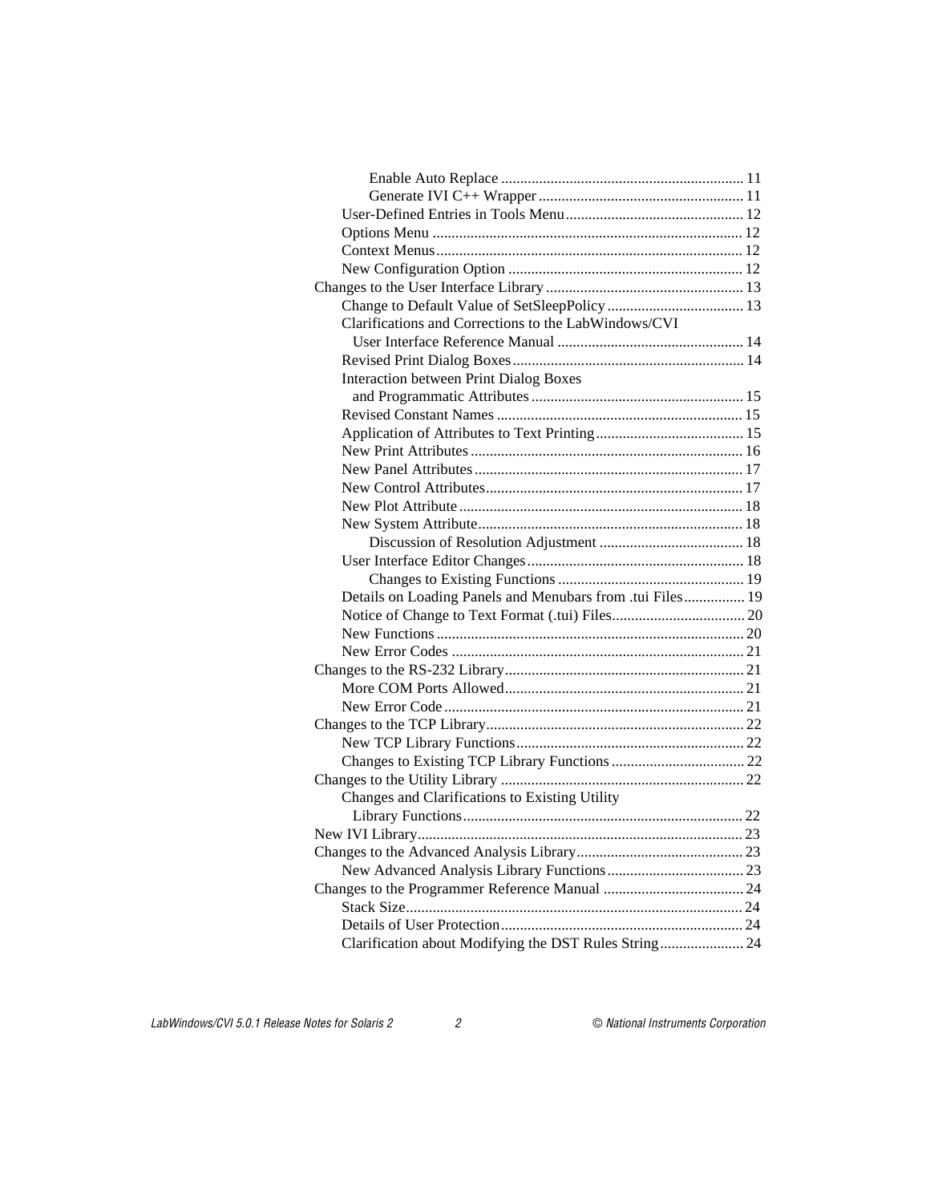Enable Auto Replace ........ 11
Generate IVI C++ Wrapper ........ 11
User-Defined Entries in Tools Menu ........ 12
Options Menu ........ 12
Context Menus ........ 12
New Configuration Option ........ 12
Changes to the User Interface Library ........ 13
Change to Default Value of SetSleepPolicy ........ 13
Clarifications and Corrections to the LabWindows/CVI User Interface Reference Manual ........ 14
Revised Print Dialog Boxes ........ 14
Interaction between Print Dialog Boxes and Programmatic Attributes ........ 15
Revised Constant Names ........ 15
Application of Attributes to Text Printing ........ 15
New Print Attributes ........ 16
New Panel Attributes ........ 17
New Control Attributes ........ 17
New Plot Attribute ........ 18
New System Attribute ........ 18
Discussion of Resolution Adjustment ........ 18
User Interface Editor Changes ........ 18
Changes to Existing Functions ........ 19
Details on Loading Panels and Menubars from .tui Files ........ 19
Notice of Change to Text Format (.tui) Files ........ 20
New Functions ........ 20
New Error Codes ........ 21
Changes to the RS-232 Library ........ 21
More COM Ports Allowed ........ 21
New Error Code ........ 21
Changes to the TCP Library ........ 22
New TCP Library Functions ........ 22
Changes to Existing TCP Library Functions ........ 22
Changes to the Utility Library ........ 22
Changes and Clarifications to Existing Utility Library Functions ........ 22
New IVI Library ........ 23
Changes to the Advanced Analysis Library ........ 23
New Advanced Analysis Library Functions ........ 23
Changes to the Programmer Reference Manual ........ 24
Stack Size ........ 24
Details of User Protection ........ 24
Clarification about Modifying the DST Rules String ........ 24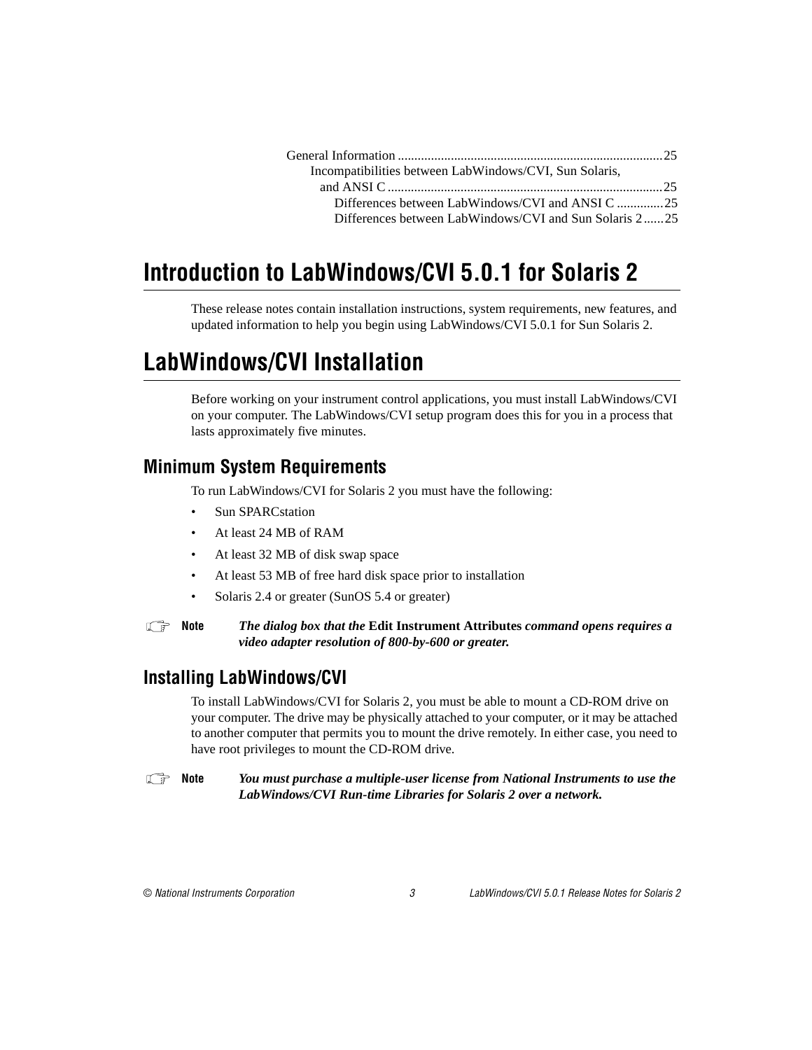General Information ....................................................................................25
  Incompatibilities between LabWindows/CVI, Sun Solaris, and ANSI C ....................................................................................25
    Differences between LabWindows/CVI and ANSI C ..............25
    Differences between LabWindows/CVI and Sun Solaris 2 ......25

# Introduction to LabWindows/CVI 5.0.1 for Solaris 2

These release notes contain installation instructions, system requirements, new features, and updated information to help you begin using LabWindows/CVI 5.0.1 for Sun Solaris 2.

# LabWindows/CVI Installation

Before working on your instrument control applications, you must install LabWindows/CVI on your computer. The LabWindows/CVI setup program does this for you in a process that lasts approximately five minutes.

## Minimum System Requirements

To run LabWindows/CVI for Solaris 2 you must have the following:

- Sun SPARCstation
- At least 24 MB of RAM
- At least 32 MB of disk swap space
- At least 53 MB of free hard disk space prior to installation
- Solaris 2.4 or greater (SunOS 5.4 or greater)

**Note** ***The dialog box that the*** **Edit Instrument Attributes** ***command opens requires a video adapter resolution of 800-by-600 or greater.***

## Installing LabWindows/CVI

To install LabWindows/CVI for Solaris 2, you must be able to mount a CD-ROM drive on your computer. The drive may be physically attached to your computer, or it may be attached to another computer that permits you to mount the drive remotely. In either case, you need to have root privileges to mount the CD-ROM drive.

**Note** ***You must purchase a multiple-user license from National Instruments to use the LabWindows/CVI Run-time Libraries for Solaris 2 over a network.***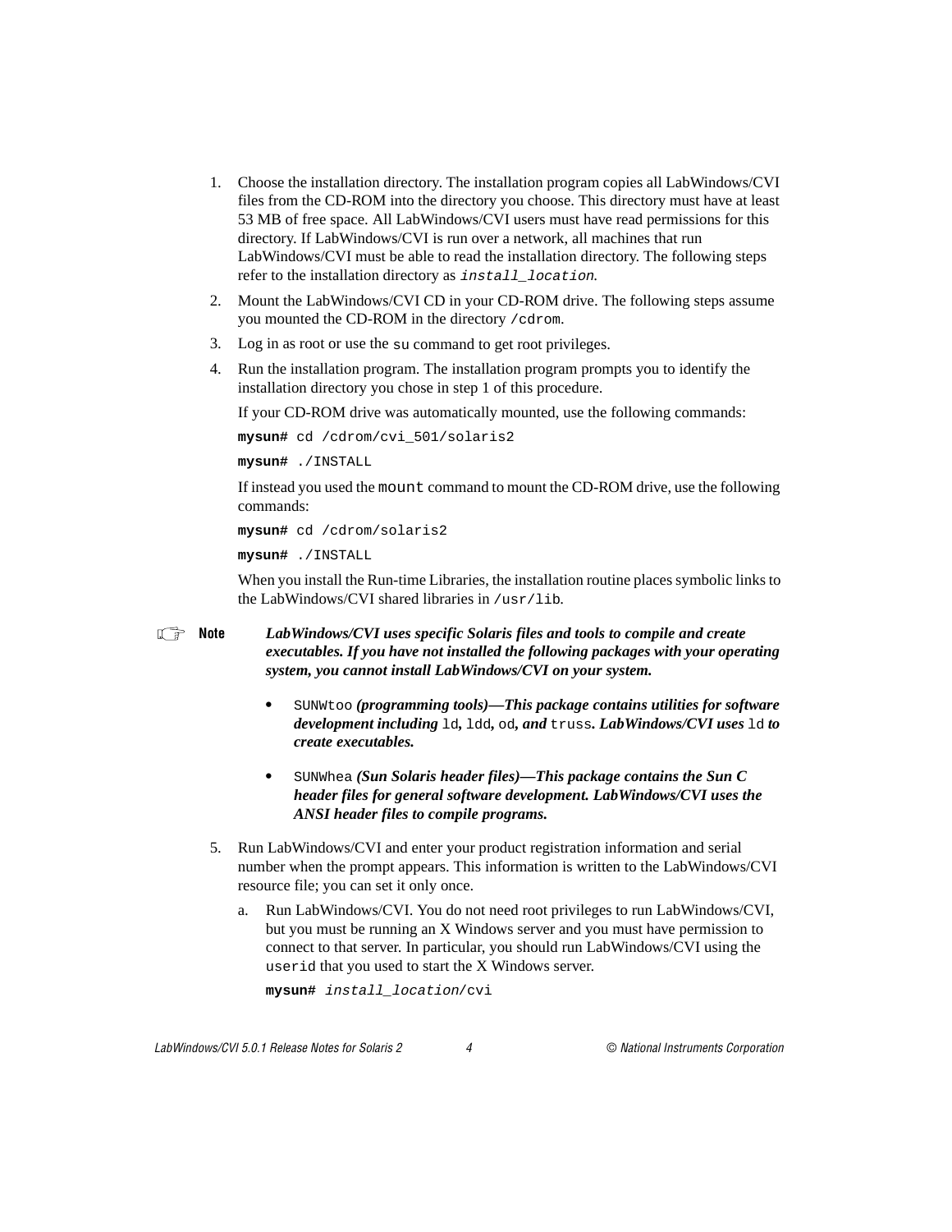1. Choose the installation directory. The installation program copies all LabWindows/CVI files from the CD-ROM into the directory you choose. This directory must have at least 53 MB of free space. All LabWindows/CVI users must have read permissions for this directory. If LabWindows/CVI is run over a network, all machines that run LabWindows/CVI must be able to read the installation directory. The following steps refer to the installation directory as `install_location`.
2. Mount the LabWindows/CVI CD in your CD-ROM drive. The following steps assume you mounted the CD-ROM in the directory `/cdrom`.
3. Log in as root or use the `su` command to get root privileges.
4. Run the installation program. The installation program prompts you to identify the installation directory you chose in step 1 of this procedure.

   If your CD-ROM drive was automatically mounted, use the following commands:

   ```
   mysun# cd /cdrom/cvi_501/solaris2
   mysun# ./INSTALL
   ```

   If instead you used the `mount` command to mount the CD-ROM drive, use the following commands:

   ```
   mysun# cd /cdrom/solaris2
   mysun# ./INSTALL
   ```

   When you install the Run-time Libraries, the installation routine places symbolic links to the LabWindows/CVI shared libraries in `/usr/lib`.

**Note** ***LabWindows/CVI uses specific Solaris files and tools to compile and create executables. If you have not installed the following packages with your operating system, you cannot install LabWindows/CVI on your system.***

- `SUNWtoo` ***(programming tools)—This package contains utilities for software development including*** `ld`, `ldd`, `od`, ***and*** `truss`. ***LabWindows/CVI uses*** `ld` ***to create executables.***
- `SUNWhea` ***(Sun Solaris header files)—This package contains the Sun C header files for general software development. LabWindows/CVI uses the ANSI header files to compile programs.***

5. Run LabWindows/CVI and enter your product registration information and serial number when the prompt appears. This information is written to the LabWindows/CVI resource file; you can set it only once.

   a. Run LabWindows/CVI. You do not need root privileges to run LabWindows/CVI, but you must be running an X Windows server and you must have permission to connect to that server. In particular, you should run LabWindows/CVI using the `userid` that you used to start the X Windows server.

   ```
   mysun# install_location/cvi
   ```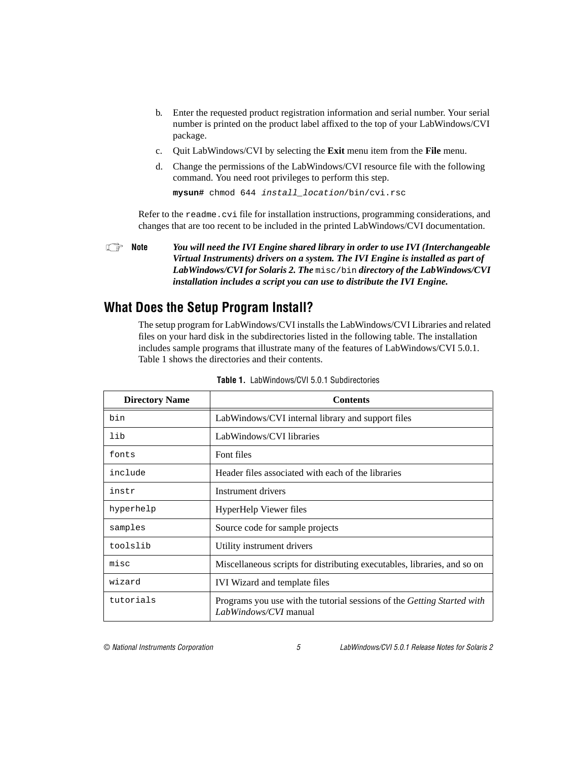b. Enter the requested product registration information and serial number. Your serial number is printed on the product label affixed to the top of your LabWindows/CVI package.

c. Quit LabWindows/CVI by selecting the **Exit** menu item from the **File** menu.

d. Change the permissions of the LabWindows/CVI resource file with the following command. You need root privileges to perform this step.

```
mysun# chmod 644 install_location/bin/cvi.rsc
```

Refer to the `readme.cvi` file for installation instructions, programming considerations, and changes that are too recent to be included in the printed LabWindows/CVI documentation.

**Note** ***You will need the IVI Engine shared library in order to use IVI (Interchangeable Virtual Instruments) drivers on a system. The IVI Engine is installed as part of LabWindows/CVI for Solaris 2. The*** `misc/bin` ***directory of the LabWindows/CVI installation includes a script you can use to distribute the IVI Engine.***

## What Does the Setup Program Install?

The setup program for LabWindows/CVI installs the LabWindows/CVI Libraries and related files on your hard disk in the subdirectories listed in the following table. The installation includes sample programs that illustrate many of the features of LabWindows/CVI 5.0.1. Table 1 shows the directories and their contents.

**Table 1.** LabWindows/CVI 5.0.1 Subdirectories

| Directory Name | Contents |
|---|---|
| `bin` | LabWindows/CVI internal library and support files |
| `lib` | LabWindows/CVI libraries |
| `fonts` | Font files |
| `include` | Header files associated with each of the libraries |
| `instr` | Instrument drivers |
| `hyperhelp` | HyperHelp Viewer files |
| `samples` | Source code for sample projects |
| `toolslib` | Utility instrument drivers |
| `misc` | Miscellaneous scripts for distributing executables, libraries, and so on |
| `wizard` | IVI Wizard and template files |
| `tutorials` | Programs you use with the tutorial sessions of the *Getting Started with LabWindows/CVI* manual |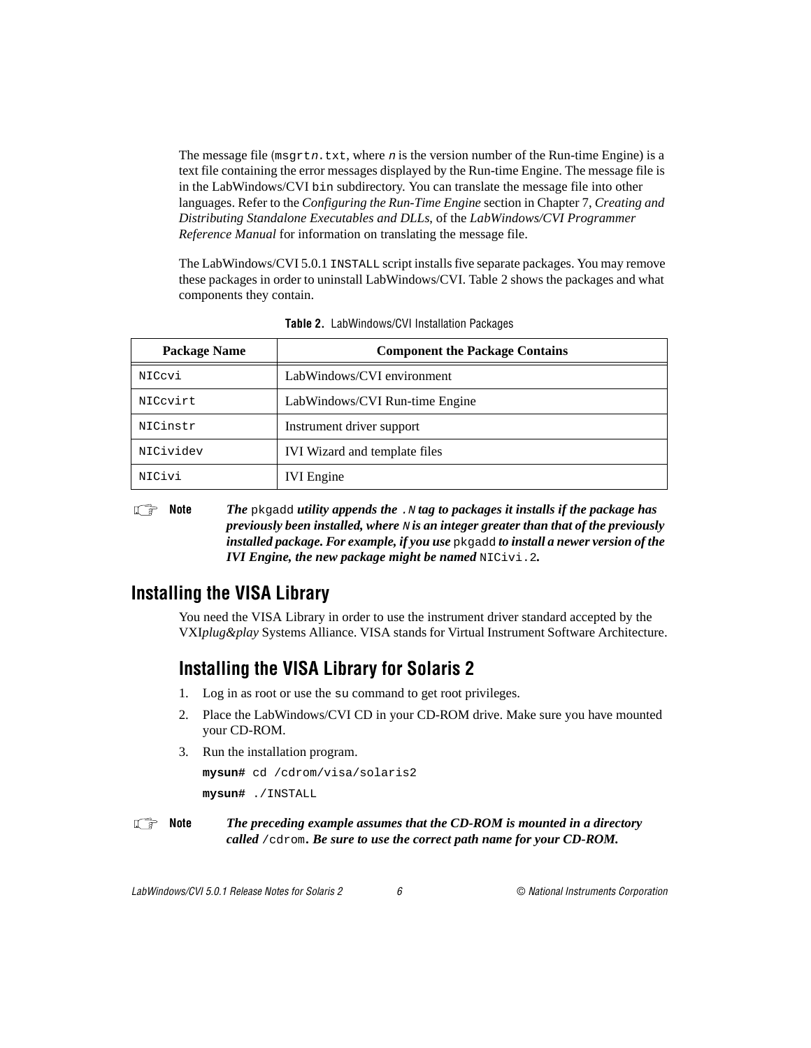The message file (`msgrtn.txt`, where *n* is the version number of the Run-time Engine) is a text file containing the error messages displayed by the Run-time Engine. The message file is in the LabWindows/CVI `bin` subdirectory. You can translate the message file into other languages. Refer to the *Configuring the Run-Time Engine* section in Chapter 7, *Creating and Distributing Standalone Executables and DLLs*, of the *LabWindows/CVI Programmer Reference Manual* for information on translating the message file.

The LabWindows/CVI 5.0.1 `INSTALL` script installs five separate packages. You may remove these packages in order to uninstall LabWindows/CVI. Table 2 shows the packages and what components they contain.

**Table 2.** LabWindows/CVI Installation Packages

| Package Name | Component the Package Contains |
|---|---|
| `NICcvi` | LabWindows/CVI environment |
| `NICcvirt` | LabWindows/CVI Run-time Engine |
| `NICinstr` | Instrument driver support |
| `NICividev` | IVI Wizard and template files |
| `NICivi` | IVI Engine |

**Note** ***The*** `pkgadd` ***utility appends the*** `.N` ***tag to packages it installs if the package has previously been installed, where*** `N` ***is an integer greater than that of the previously installed package. For example, if you use*** `pkgadd` ***to install a newer version of the IVI Engine, the new package might be named*** `NICivi.2`***.***

## Installing the VISA Library

You need the VISA Library in order to use the instrument driver standard accepted by the VXI*plug&play* Systems Alliance. VISA stands for Virtual Instrument Software Architecture.

### Installing the VISA Library for Solaris 2

1. Log in as root or use the `su` command to get root privileges.
2. Place the LabWindows/CVI CD in your CD-ROM drive. Make sure you have mounted your CD-ROM.
3. Run the installation program.

```
mysun# cd /cdrom/visa/solaris2
mysun# ./INSTALL
```

**Note** ***The preceding example assumes that the CD-ROM is mounted in a directory called*** `/cdrom`***. Be sure to use the correct path name for your CD-ROM.***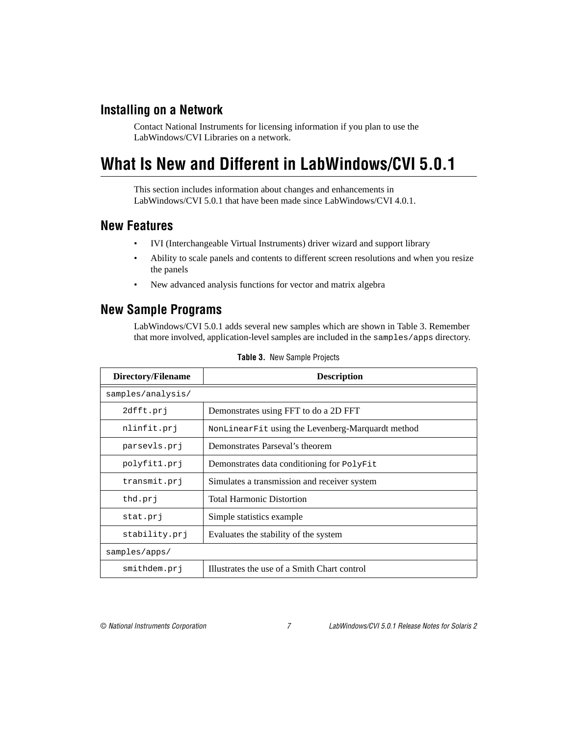## Installing on a Network

Contact National Instruments for licensing information if you plan to use the LabWindows/CVI Libraries on a network.

# What Is New and Different in LabWindows/CVI 5.0.1

This section includes information about changes and enhancements in LabWindows/CVI 5.0.1 that have been made since LabWindows/CVI 4.0.1.

## New Features

- IVI (Interchangeable Virtual Instruments) driver wizard and support library
- Ability to scale panels and contents to different screen resolutions and when you resize the panels
- New advanced analysis functions for vector and matrix algebra

## New Sample Programs

LabWindows/CVI 5.0.1 adds several new samples which are shown in Table 3. Remember that more involved, application-level samples are included in the `samples/apps` directory.

**Table 3.** New Sample Projects

| Directory/Filename | Description |
|---|---|
| `samples/analysis/` | |
| `2dfft.prj` | Demonstrates using FFT to do a 2D FFT |
| `nlinfit.prj` | `NonLinearFit` using the Levenberg-Marquardt method |
| `parsevls.prj` | Demonstrates Parseval's theorem |
| `polyfit1.prj` | Demonstrates data conditioning for `PolyFit` |
| `transmit.prj` | Simulates a transmission and receiver system |
| `thd.prj` | Total Harmonic Distortion |
| `stat.prj` | Simple statistics example |
| `stability.prj` | Evaluates the stability of the system |
| `samples/apps/` | |
| `smithdem.prj` | Illustrates the use of a Smith Chart control |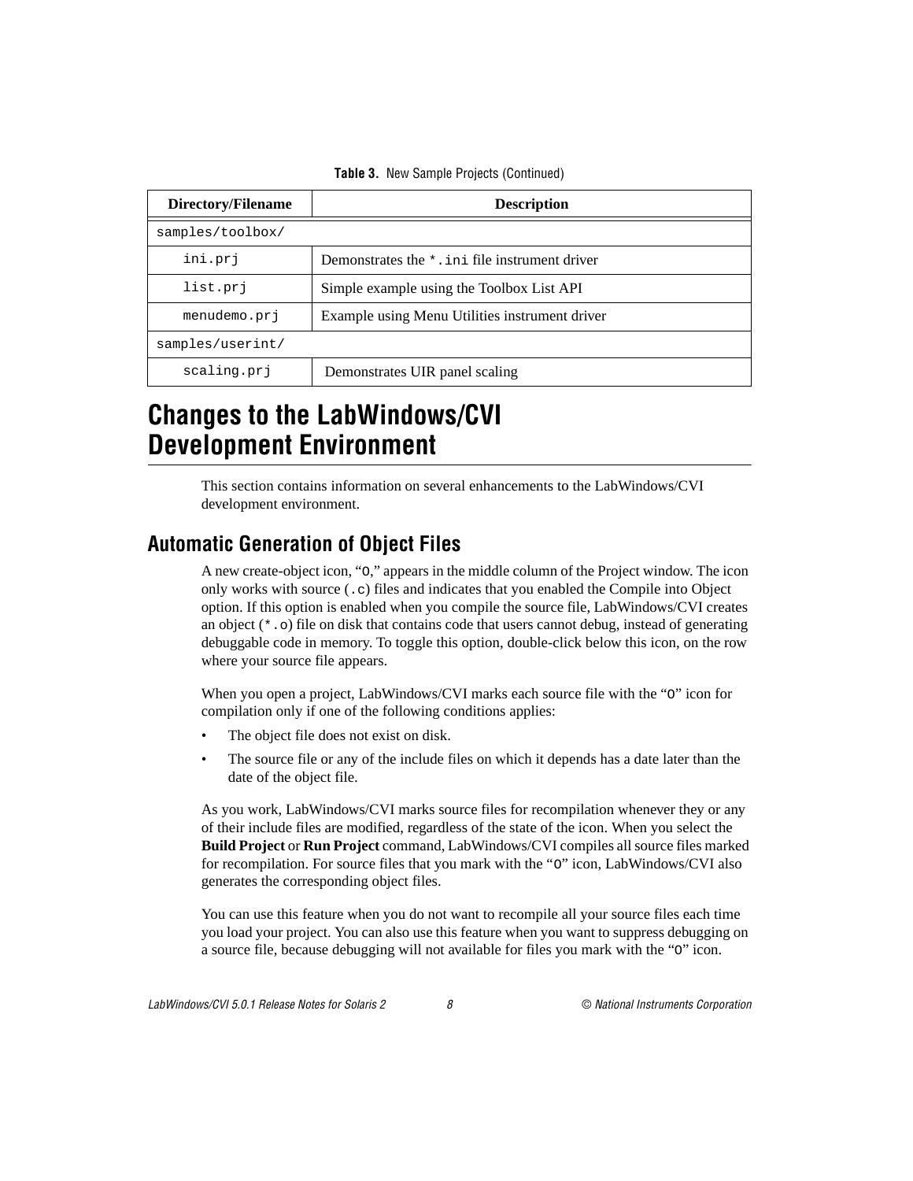**Table 3.** New Sample Projects (Continued)

| Directory/Filename | Description |
|---|---|
| samples/toolbox/ | |
| ini.prj | Demonstrates the *.ini file instrument driver |
| list.prj | Simple example using the Toolbox List API |
| menudemo.prj | Example using Menu Utilities instrument driver |
| samples/userint/ | |
| scaling.prj | Demonstrates UIR panel scaling |

# Changes to the LabWindows/CVI Development Environment

This section contains information on several enhancements to the LabWindows/CVI development environment.

## Automatic Generation of Object Files

A new create-object icon, "O," appears in the middle column of the Project window. The icon only works with source (.c) files and indicates that you enabled the Compile into Object option. If this option is enabled when you compile the source file, LabWindows/CVI creates an object (*.o) file on disk that contains code that users cannot debug, instead of generating debuggable code in memory. To toggle this option, double-click below this icon, on the row where your source file appears.

When you open a project, LabWindows/CVI marks each source file with the "O" icon for compilation only if one of the following conditions applies:

- The object file does not exist on disk.
- The source file or any of the include files on which it depends has a date later than the date of the object file.

As you work, LabWindows/CVI marks source files for recompilation whenever they or any of their include files are modified, regardless of the state of the icon. When you select the **Build Project** or **Run Project** command, LabWindows/CVI compiles all source files marked for recompilation. For source files that you mark with the "O" icon, LabWindows/CVI also generates the corresponding object files.

You can use this feature when you do not want to recompile all your source files each time you load your project. You can also use this feature when you want to suppress debugging on a source file, because debugging will not available for files you mark with the "O" icon.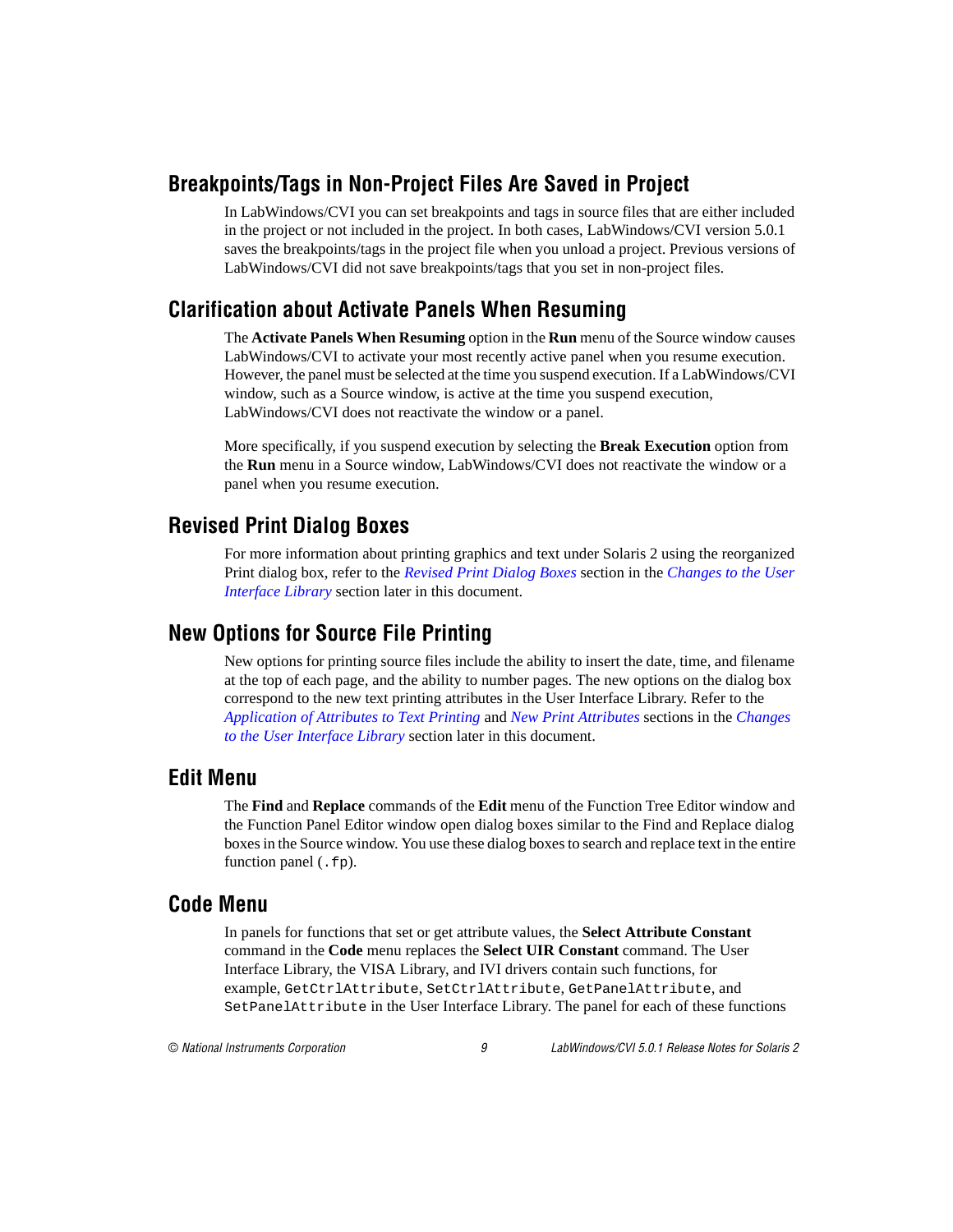## Breakpoints/Tags in Non-Project Files Are Saved in Project

In LabWindows/CVI you can set breakpoints and tags in source files that are either included in the project or not included in the project. In both cases, LabWindows/CVI version 5.0.1 saves the breakpoints/tags in the project file when you unload a project. Previous versions of LabWindows/CVI did not save breakpoints/tags that you set in non-project files.

## Clarification about Activate Panels When Resuming

The **Activate Panels When Resuming** option in the **Run** menu of the Source window causes LabWindows/CVI to activate your most recently active panel when you resume execution. However, the panel must be selected at the time you suspend execution. If a LabWindows/CVI window, such as a Source window, is active at the time you suspend execution, LabWindows/CVI does not reactivate the window or a panel.

More specifically, if you suspend execution by selecting the **Break Execution** option from the **Run** menu in a Source window, LabWindows/CVI does not reactivate the window or a panel when you resume execution.

## Revised Print Dialog Boxes

For more information about printing graphics and text under Solaris 2 using the reorganized Print dialog box, refer to the *Revised Print Dialog Boxes* section in the *Changes to the User Interface Library* section later in this document.

## New Options for Source File Printing

New options for printing source files include the ability to insert the date, time, and filename at the top of each page, and the ability to number pages. The new options on the dialog box correspond to the new text printing attributes in the User Interface Library. Refer to the *Application of Attributes to Text Printing* and *New Print Attributes* sections in the *Changes to the User Interface Library* section later in this document.

## Edit Menu

The **Find** and **Replace** commands of the **Edit** menu of the Function Tree Editor window and the Function Panel Editor window open dialog boxes similar to the Find and Replace dialog boxes in the Source window. You use these dialog boxes to search and replace text in the entire function panel (`.fp`).

## Code Menu

In panels for functions that set or get attribute values, the **Select Attribute Constant** command in the **Code** menu replaces the **Select UIR Constant** command. The User Interface Library, the VISA Library, and IVI drivers contain such functions, for example, `GetCtrlAttribute`, `SetCtrlAttribute`, `GetPanelAttribute`, and `SetPanelAttribute` in the User Interface Library. The panel for each of these functions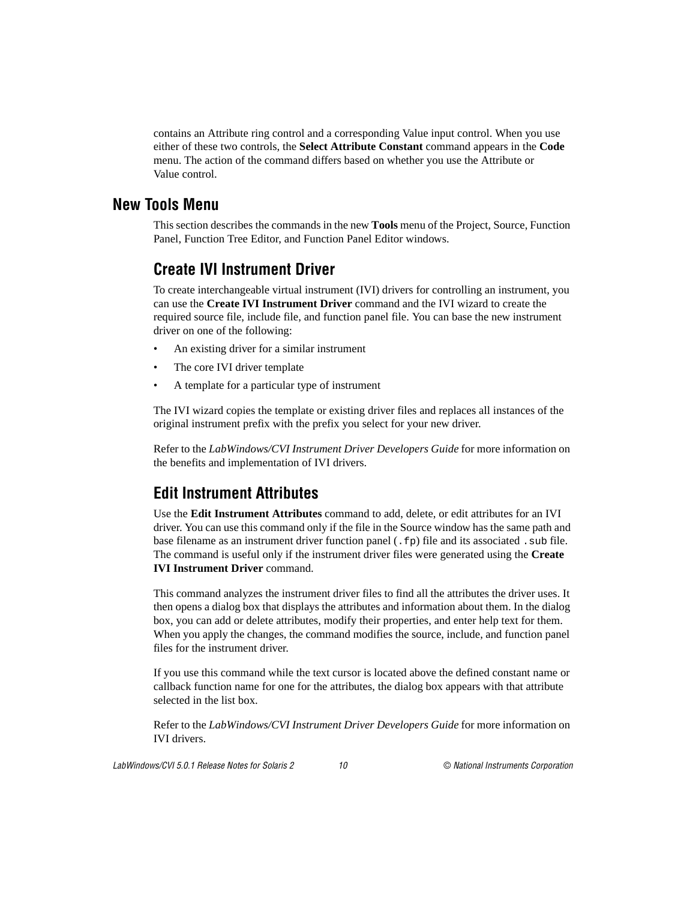contains an Attribute ring control and a corresponding Value input control. When you use either of these two controls, the **Select Attribute Constant** command appears in the **Code** menu. The action of the command differs based on whether you use the Attribute or Value control.

## New Tools Menu

This section describes the commands in the new **Tools** menu of the Project, Source, Function Panel, Function Tree Editor, and Function Panel Editor windows.

### Create IVI Instrument Driver

To create interchangeable virtual instrument (IVI) drivers for controlling an instrument, you can use the **Create IVI Instrument Driver** command and the IVI wizard to create the required source file, include file, and function panel file. You can base the new instrument driver on one of the following:

- An existing driver for a similar instrument
- The core IVI driver template
- A template for a particular type of instrument

The IVI wizard copies the template or existing driver files and replaces all instances of the original instrument prefix with the prefix you select for your new driver.

Refer to the *LabWindows/CVI Instrument Driver Developers Guide* for more information on the benefits and implementation of IVI drivers.

### Edit Instrument Attributes

Use the **Edit Instrument Attributes** command to add, delete, or edit attributes for an IVI driver. You can use this command only if the file in the Source window has the same path and base filename as an instrument driver function panel (`.fp`) file and its associated `.sub` file. The command is useful only if the instrument driver files were generated using the **Create IVI Instrument Driver** command.

This command analyzes the instrument driver files to find all the attributes the driver uses. It then opens a dialog box that displays the attributes and information about them. In the dialog box, you can add or delete attributes, modify their properties, and enter help text for them. When you apply the changes, the command modifies the source, include, and function panel files for the instrument driver.

If you use this command while the text cursor is located above the defined constant name or callback function name for one for the attributes, the dialog box appears with that attribute selected in the list box.

Refer to the *LabWindows/CVI Instrument Driver Developers Guide* for more information on IVI drivers.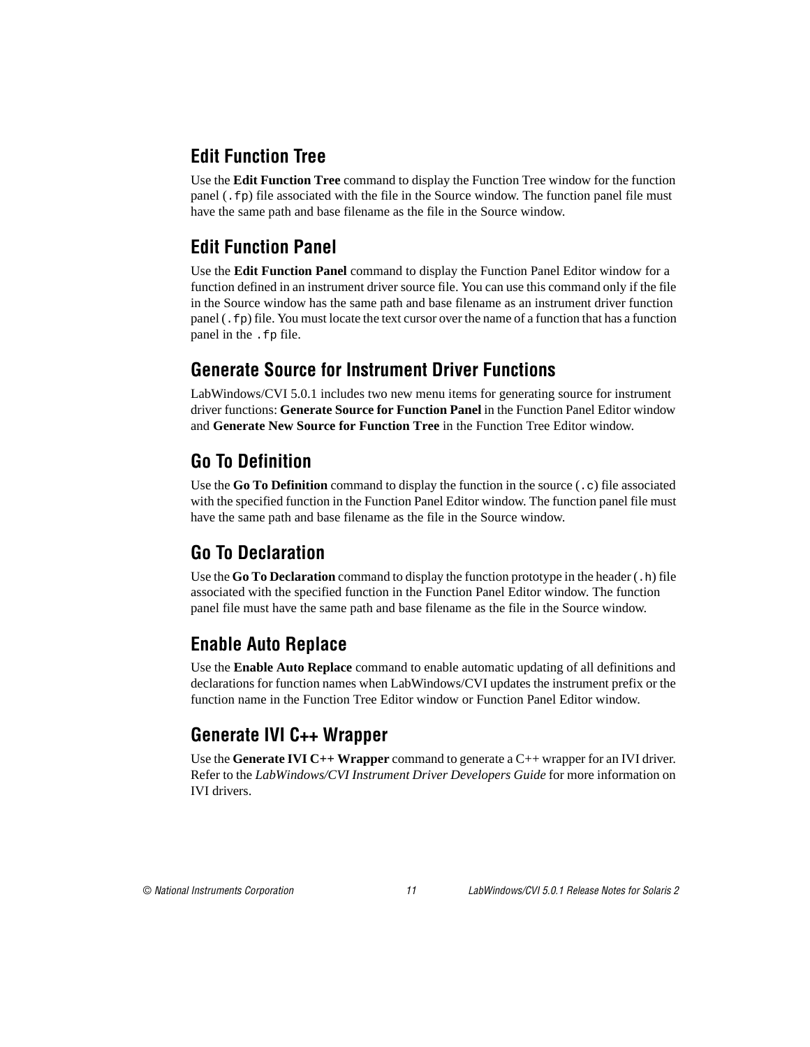## Edit Function Tree

Use the **Edit Function Tree** command to display the Function Tree window for the function panel (`.fp`) file associated with the file in the Source window. The function panel file must have the same path and base filename as the file in the Source window.

## Edit Function Panel

Use the **Edit Function Panel** command to display the Function Panel Editor window for a function defined in an instrument driver source file. You can use this command only if the file in the Source window has the same path and base filename as an instrument driver function panel (`.fp`) file. You must locate the text cursor over the name of a function that has a function panel in the `.fp` file.

## Generate Source for Instrument Driver Functions

LabWindows/CVI 5.0.1 includes two new menu items for generating source for instrument driver functions: **Generate Source for Function Panel** in the Function Panel Editor window and **Generate New Source for Function Tree** in the Function Tree Editor window.

## Go To Definition

Use the **Go To Definition** command to display the function in the source (`.c`) file associated with the specified function in the Function Panel Editor window. The function panel file must have the same path and base filename as the file in the Source window.

## Go To Declaration

Use the **Go To Declaration** command to display the function prototype in the header (`.h`) file associated with the specified function in the Function Panel Editor window. The function panel file must have the same path and base filename as the file in the Source window.

## Enable Auto Replace

Use the **Enable Auto Replace** command to enable automatic updating of all definitions and declarations for function names when LabWindows/CVI updates the instrument prefix or the function name in the Function Tree Editor window or Function Panel Editor window.

## Generate IVI C++ Wrapper

Use the **Generate IVI C++ Wrapper** command to generate a C++ wrapper for an IVI driver. Refer to the *LabWindows/CVI Instrument Driver Developers Guide* for more information on IVI drivers.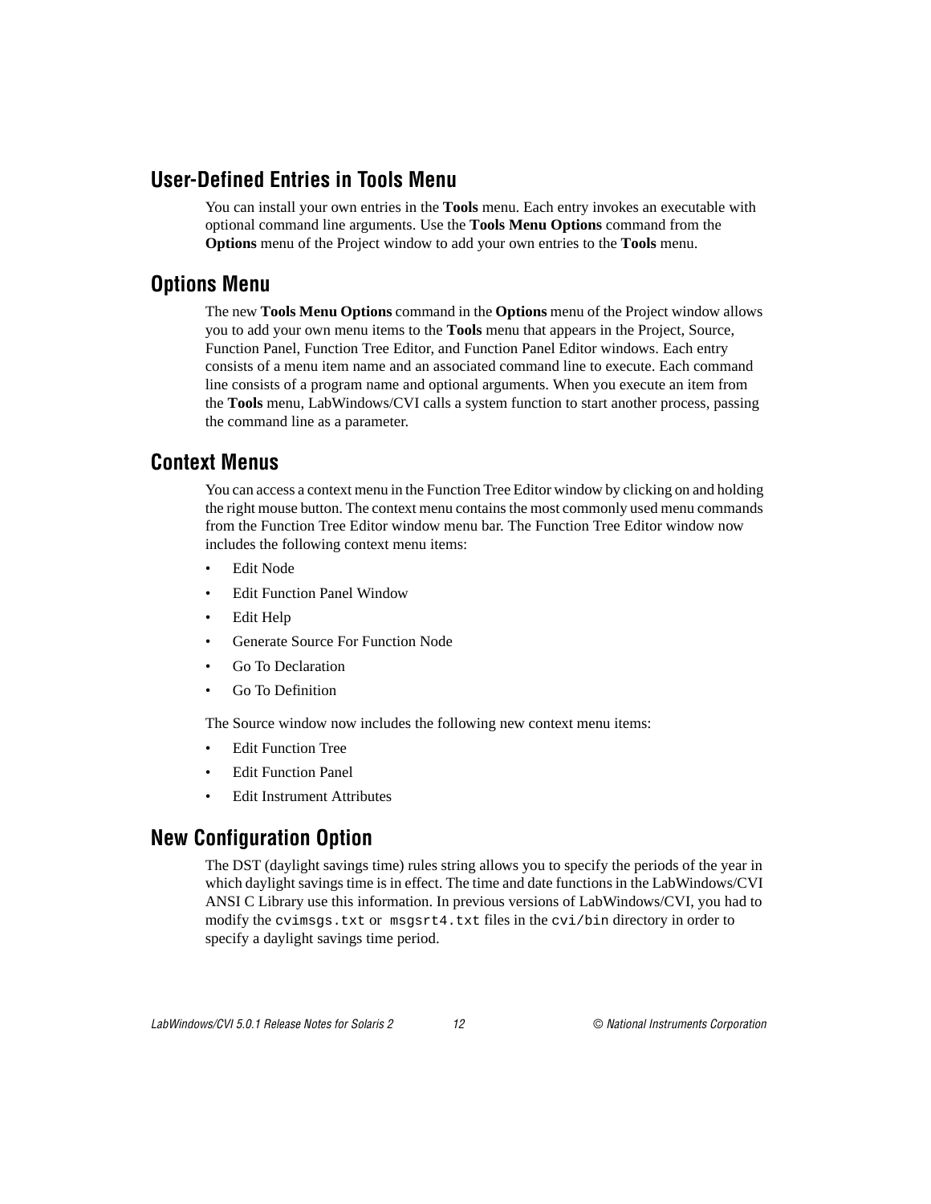## User-Defined Entries in Tools Menu

You can install your own entries in the **Tools** menu. Each entry invokes an executable with optional command line arguments. Use the **Tools Menu Options** command from the **Options** menu of the Project window to add your own entries to the **Tools** menu.

## Options Menu

The new **Tools Menu Options** command in the **Options** menu of the Project window allows you to add your own menu items to the **Tools** menu that appears in the Project, Source, Function Panel, Function Tree Editor, and Function Panel Editor windows. Each entry consists of a menu item name and an associated command line to execute. Each command line consists of a program name and optional arguments. When you execute an item from the **Tools** menu, LabWindows/CVI calls a system function to start another process, passing the command line as a parameter.

## Context Menus

You can access a context menu in the Function Tree Editor window by clicking on and holding the right mouse button. The context menu contains the most commonly used menu commands from the Function Tree Editor window menu bar. The Function Tree Editor window now includes the following context menu items:

- Edit Node
- Edit Function Panel Window
- Edit Help
- Generate Source For Function Node
- Go To Declaration
- Go To Definition

The Source window now includes the following new context menu items:

- Edit Function Tree
- Edit Function Panel
- Edit Instrument Attributes

## New Configuration Option

The DST (daylight savings time) rules string allows you to specify the periods of the year in which daylight savings time is in effect. The time and date functions in the LabWindows/CVI ANSI C Library use this information. In previous versions of LabWindows/CVI, you had to modify the `cvimsgs.txt` or `msgsrt4.txt` files in the `cvi/bin` directory in order to specify a daylight savings time period.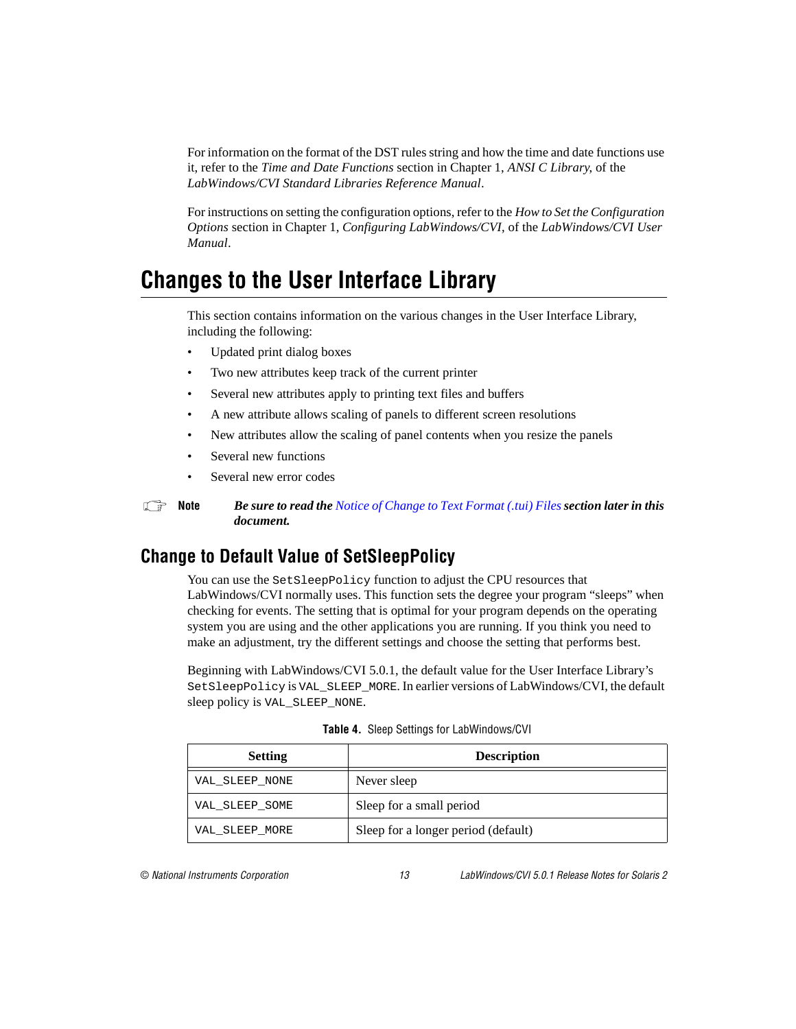For information on the format of the DST rules string and how the time and date functions use it, refer to the *Time and Date Functions* section in Chapter 1, *ANSI C Library*, of the *LabWindows/CVI Standard Libraries Reference Manual*.

For instructions on setting the configuration options, refer to the *How to Set the Configuration Options* section in Chapter 1, *Configuring LabWindows/CVI*, of the *LabWindows/CVI User Manual*.

# Changes to the User Interface Library

This section contains information on the various changes in the User Interface Library, including the following:

- Updated print dialog boxes
- Two new attributes keep track of the current printer
- Several new attributes apply to printing text files and buffers
- A new attribute allows scaling of panels to different screen resolutions
- New attributes allow the scaling of panel contents when you resize the panels
- Several new functions
- Several new error codes

**Note** ***Be sure to read the Notice of Change to Text Format (.tui) Files section later in this document.***

## Change to Default Value of SetSleepPolicy

You can use the `SetSleepPolicy` function to adjust the CPU resources that LabWindows/CVI normally uses. This function sets the degree your program "sleeps" when checking for events. The setting that is optimal for your program depends on the operating system you are using and the other applications you are running. If you think you need to make an adjustment, try the different settings and choose the setting that performs best.

Beginning with LabWindows/CVI 5.0.1, the default value for the User Interface Library's `SetSleepPolicy` is `VAL_SLEEP_MORE`. In earlier versions of LabWindows/CVI, the default sleep policy is `VAL_SLEEP_NONE`.

**Table 4.** Sleep Settings for LabWindows/CVI

| Setting | Description |
|---|---|
| `VAL_SLEEP_NONE` | Never sleep |
| `VAL_SLEEP_SOME` | Sleep for a small period |
| `VAL_SLEEP_MORE` | Sleep for a longer period (default) |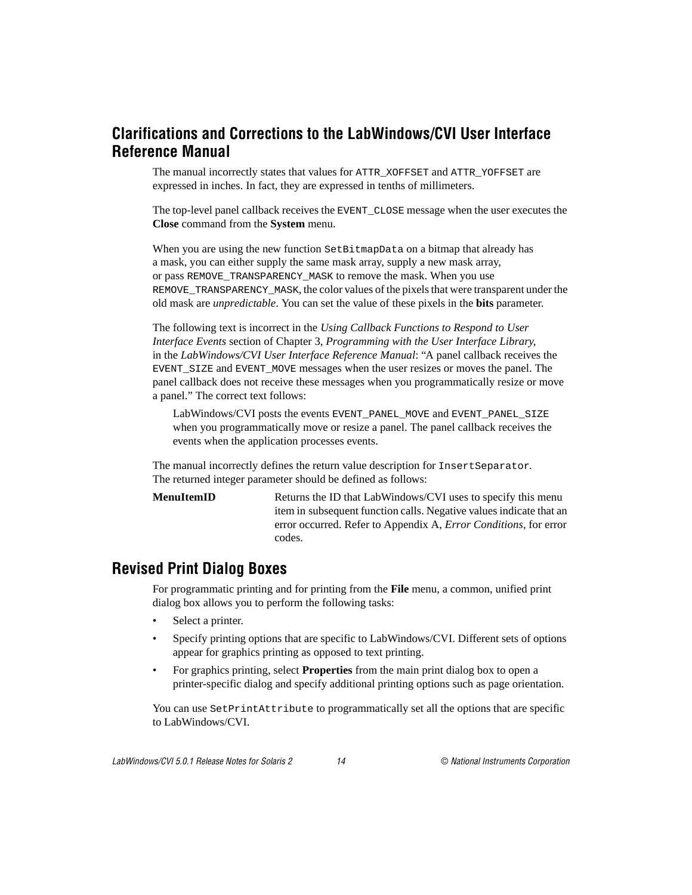## Clarifications and Corrections to the LabWindows/CVI User Interface Reference Manual

The manual incorrectly states that values for `ATTR_XOFFSET` and `ATTR_YOFFSET` are expressed in inches. In fact, they are expressed in tenths of millimeters.

The top-level panel callback receives the `EVENT_CLOSE` message when the user executes the **Close** command from the **System** menu.

When you are using the new function `SetBitmapData` on a bitmap that already has a mask, you can either supply the same mask array, supply a new mask array, or pass `REMOVE_TRANSPARENCY_MASK` to remove the mask. When you use `REMOVE_TRANSPARENCY_MASK`, the color values of the pixels that were transparent under the old mask are *unpredictable*. You can set the value of these pixels in the **bits** parameter.

The following text is incorrect in the *Using Callback Functions to Respond to User Interface Events* section of Chapter 3, *Programming with the User Interface Library*, in the *LabWindows/CVI User Interface Reference Manual*: "A panel callback receives the `EVENT_SIZE` and `EVENT_MOVE` messages when the user resizes or moves the panel. The panel callback does not receive these messages when you programmatically resize or move a panel." The correct text follows:

> LabWindows/CVI posts the events `EVENT_PANEL_MOVE` and `EVENT_PANEL_SIZE` when you programmatically move or resize a panel. The panel callback receives the events when the application processes events.

The manual incorrectly defines the return value description for `InsertSeparator`. The returned integer parameter should be defined as follows:

| | |
|---|---|
| **MenuItemID** | Returns the ID that LabWindows/CVI uses to specify this menu item in subsequent function calls. Negative values indicate that an error occurred. Refer to Appendix A, *Error Conditions*, for error codes. |

## Revised Print Dialog Boxes

For programmatic printing and for printing from the **File** menu, a common, unified print dialog box allows you to perform the following tasks:

- Select a printer.
- Specify printing options that are specific to LabWindows/CVI. Different sets of options appear for graphics printing as opposed to text printing.
- For graphics printing, select **Properties** from the main print dialog box to open a printer-specific dialog and specify additional printing options such as page orientation.

You can use `SetPrintAttribute` to programmatically set all the options that are specific to LabWindows/CVI.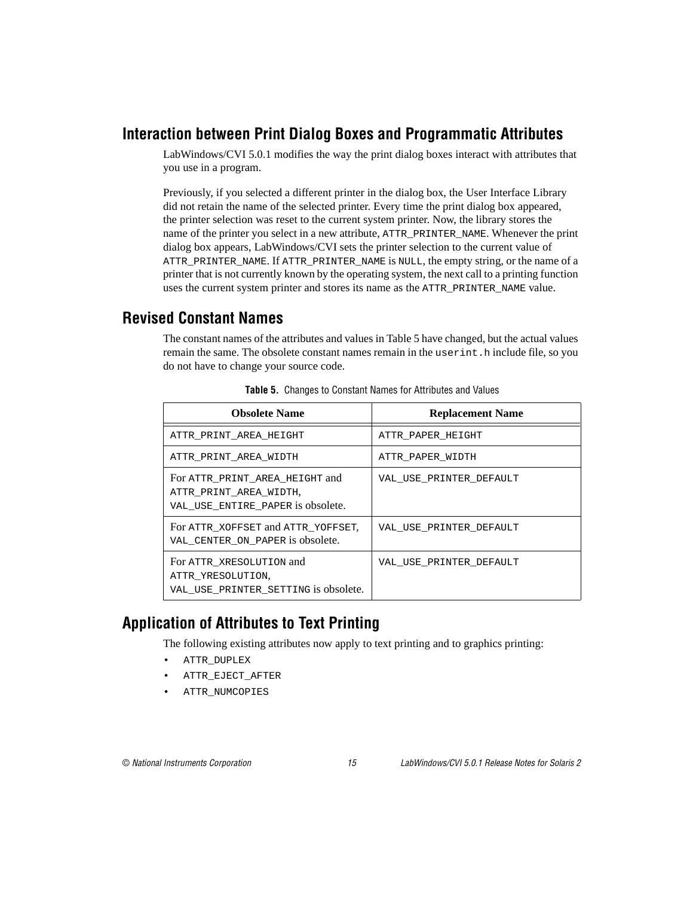## Interaction between Print Dialog Boxes and Programmatic Attributes

LabWindows/CVI 5.0.1 modifies the way the print dialog boxes interact with attributes that you use in a program.

Previously, if you selected a different printer in the dialog box, the User Interface Library did not retain the name of the selected printer. Every time the print dialog box appeared, the printer selection was reset to the current system printer. Now, the library stores the name of the printer you select in a new attribute, `ATTR_PRINTER_NAME`. Whenever the print dialog box appears, LabWindows/CVI sets the printer selection to the current value of `ATTR_PRINTER_NAME`. If `ATTR_PRINTER_NAME` is `NULL`, the empty string, or the name of a printer that is not currently known by the operating system, the next call to a printing function uses the current system printer and stores its name as the `ATTR_PRINTER_NAME` value.

## Revised Constant Names

The constant names of the attributes and values in Table 5 have changed, but the actual values remain the same. The obsolete constant names remain in the `userint.h` include file, so you do not have to change your source code.

**Table 5.** Changes to Constant Names for Attributes and Values

| Obsolete Name | Replacement Name |
|---|---|
| `ATTR_PRINT_AREA_HEIGHT` | `ATTR_PAPER_HEIGHT` |
| `ATTR_PRINT_AREA_WIDTH` | `ATTR_PAPER_WIDTH` |
| For `ATTR_PRINT_AREA_HEIGHT` and `ATTR_PRINT_AREA_WIDTH`, `VAL_USE_ENTIRE_PAPER` is obsolete. | `VAL_USE_PRINTER_DEFAULT` |
| For `ATTR_XOFFSET` and `ATTR_YOFFSET`, `VAL_CENTER_ON_PAPER` is obsolete. | `VAL_USE_PRINTER_DEFAULT` |
| For `ATTR_XRESOLUTION` and `ATTR_YRESOLUTION`, `VAL_USE_PRINTER_SETTING` is obsolete. | `VAL_USE_PRINTER_DEFAULT` |

## Application of Attributes to Text Printing

The following existing attributes now apply to text printing and to graphics printing:

- `ATTR_DUPLEX`
- `ATTR_EJECT_AFTER`
- `ATTR_NUMCOPIES`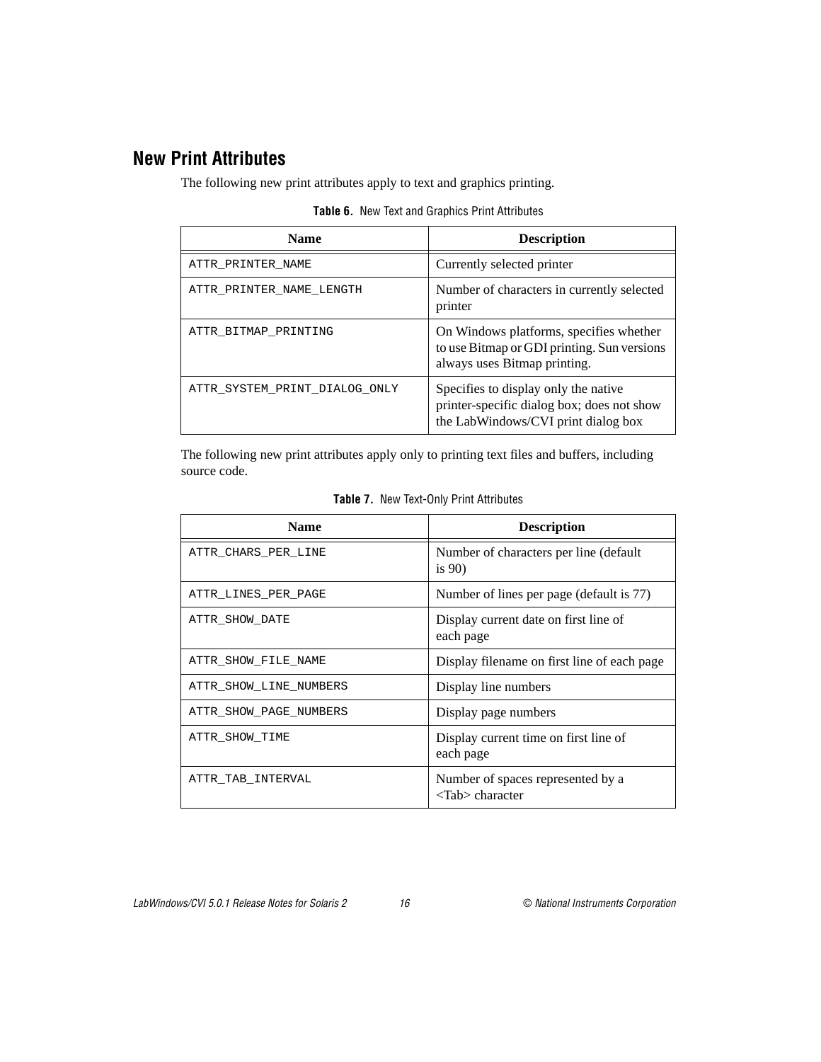## New Print Attributes

The following new print attributes apply to text and graphics printing.

**Table 6.** New Text and Graphics Print Attributes

| Name | Description |
|---|---|
| `ATTR_PRINTER_NAME` | Currently selected printer |
| `ATTR_PRINTER_NAME_LENGTH` | Number of characters in currently selected printer |
| `ATTR_BITMAP_PRINTING` | On Windows platforms, specifies whether to use Bitmap or GDI printing. Sun versions always uses Bitmap printing. |
| `ATTR_SYSTEM_PRINT_DIALOG_ONLY` | Specifies to display only the native printer-specific dialog box; does not show the LabWindows/CVI print dialog box |

The following new print attributes apply only to printing text files and buffers, including source code.

**Table 7.** New Text-Only Print Attributes

| Name | Description |
|---|---|
| `ATTR_CHARS_PER_LINE` | Number of characters per line (default is 90) |
| `ATTR_LINES_PER_PAGE` | Number of lines per page (default is 77) |
| `ATTR_SHOW_DATE` | Display current date on first line of each page |
| `ATTR_SHOW_FILE_NAME` | Display filename on first line of each page |
| `ATTR_SHOW_LINE_NUMBERS` | Display line numbers |
| `ATTR_SHOW_PAGE_NUMBERS` | Display page numbers |
| `ATTR_SHOW_TIME` | Display current time on first line of each page |
| `ATTR_TAB_INTERVAL` | Number of spaces represented by a <Tab> character |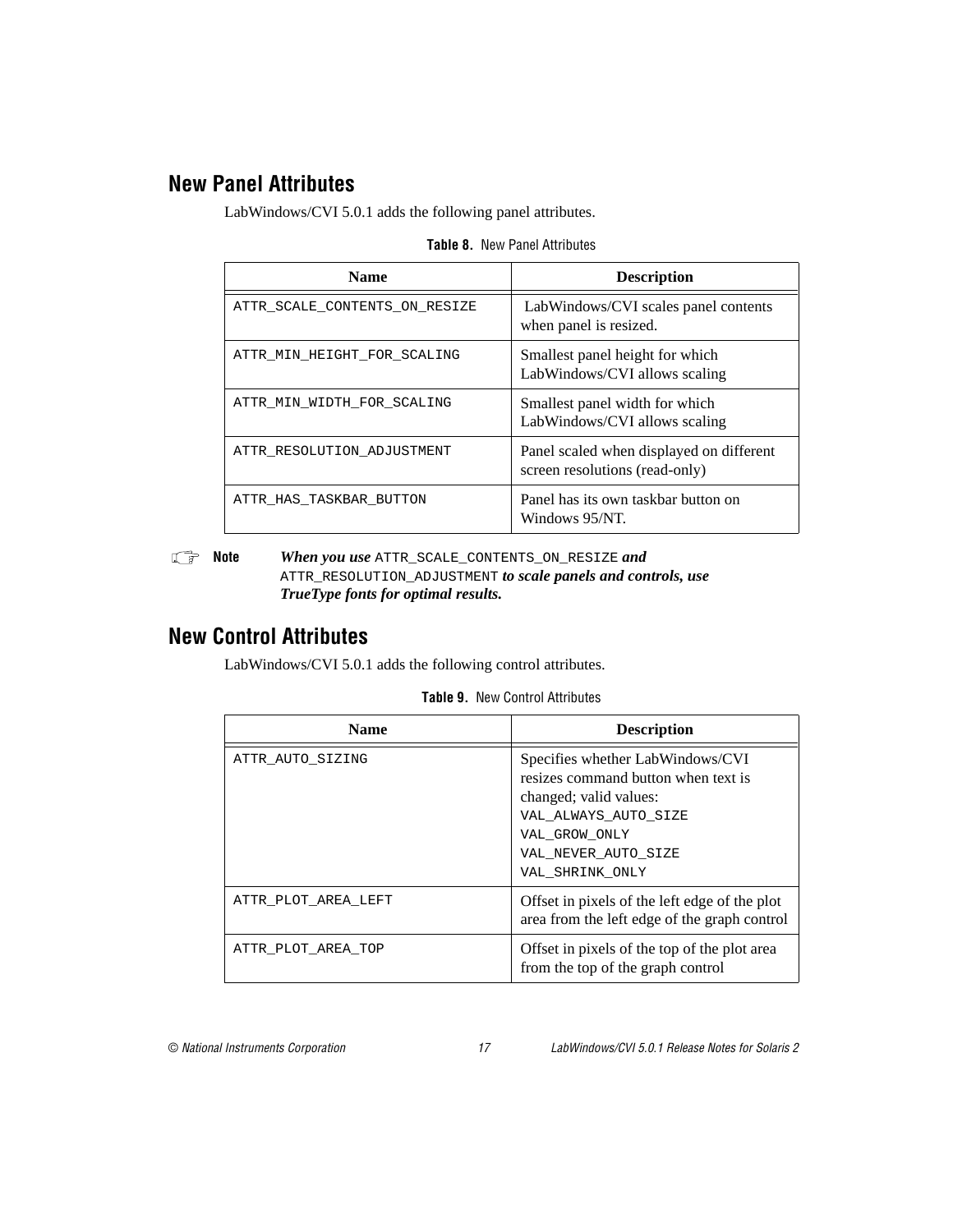## New Panel Attributes

LabWindows/CVI 5.0.1 adds the following panel attributes.

**Table 8.** New Panel Attributes

| Name | Description |
| --- | --- |
| `ATTR_SCALE_CONTENTS_ON_RESIZE` | LabWindows/CVI scales panel contents when panel is resized. |
| `ATTR_MIN_HEIGHT_FOR_SCALING` | Smallest panel height for which LabWindows/CVI allows scaling |
| `ATTR_MIN_WIDTH_FOR_SCALING` | Smallest panel width for which LabWindows/CVI allows scaling |
| `ATTR_RESOLUTION_ADJUSTMENT` | Panel scaled when displayed on different screen resolutions (read-only) |
| `ATTR_HAS_TASKBAR_BUTTON` | Panel has its own taskbar button on Windows 95/NT. |

**Note** ***When you use*** `ATTR_SCALE_CONTENTS_ON_RESIZE` ***and*** `ATTR_RESOLUTION_ADJUSTMENT` ***to scale panels and controls, use TrueType fonts for optimal results.***

## New Control Attributes

LabWindows/CVI 5.0.1 adds the following control attributes.

**Table 9.** New Control Attributes

| Name | Description |
| --- | --- |
| `ATTR_AUTO_SIZING` | Specifies whether LabWindows/CVI resizes command button when text is changed; valid values: `VAL_ALWAYS_AUTO_SIZE` `VAL_GROW_ONLY` `VAL_NEVER_AUTO_SIZE` `VAL_SHRINK_ONLY` |
| `ATTR_PLOT_AREA_LEFT` | Offset in pixels of the left edge of the plot area from the left edge of the graph control |
| `ATTR_PLOT_AREA_TOP` | Offset in pixels of the top of the plot area from the top of the graph control |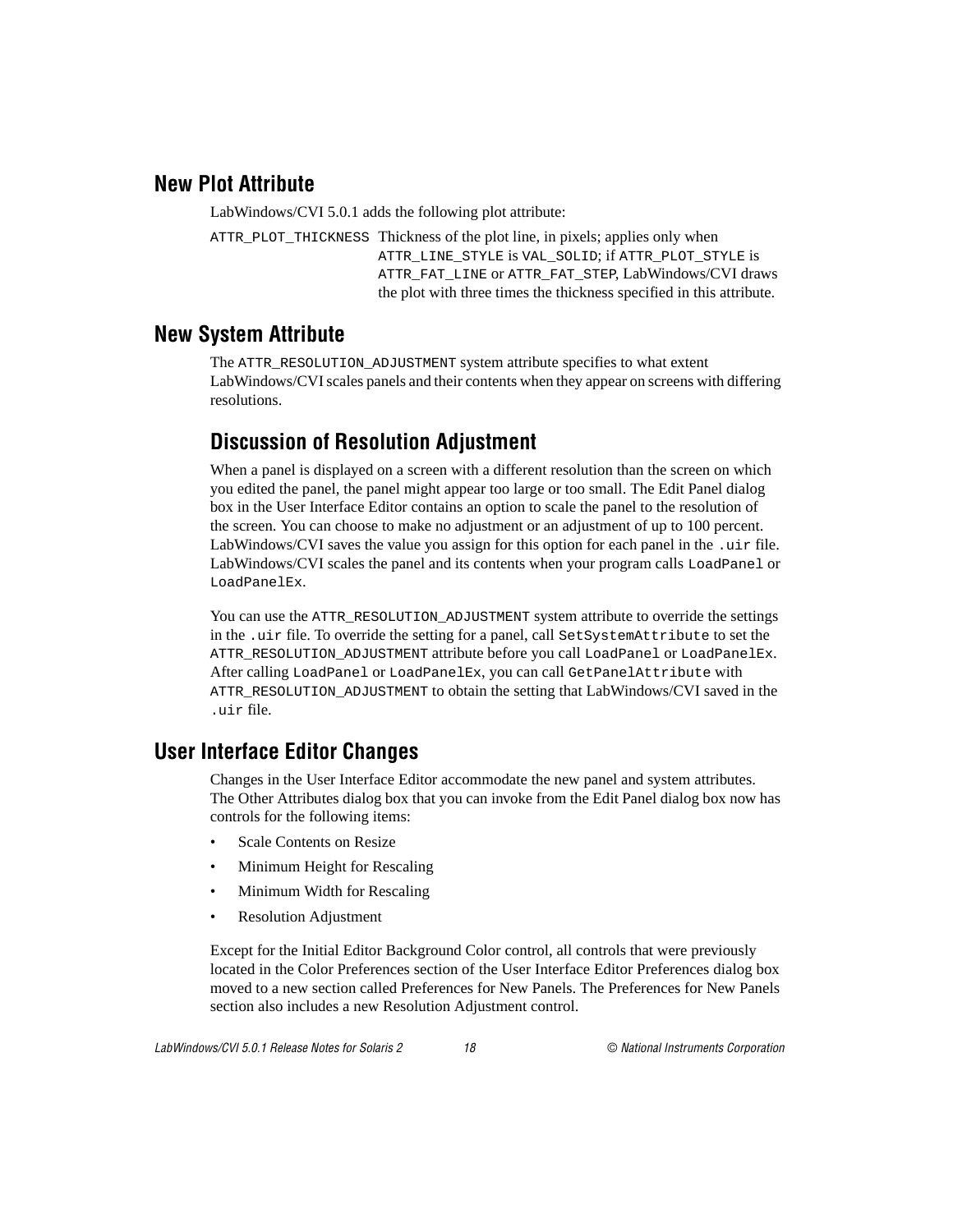## New Plot Attribute

LabWindows/CVI 5.0.1 adds the following plot attribute:

| | |
|---|---|
| `ATTR_PLOT_THICKNESS` | Thickness of the plot line, in pixels; applies only when `ATTR_LINE_STYLE` is `VAL_SOLID`; if `ATTR_PLOT_STYLE` is `ATTR_FAT_LINE` or `ATTR_FAT_STEP`, LabWindows/CVI draws the plot with three times the thickness specified in this attribute. |

## New System Attribute

The `ATTR_RESOLUTION_ADJUSTMENT` system attribute specifies to what extent LabWindows/CVI scales panels and their contents when they appear on screens with differing resolutions.

### Discussion of Resolution Adjustment

When a panel is displayed on a screen with a different resolution than the screen on which you edited the panel, the panel might appear too large or too small. The Edit Panel dialog box in the User Interface Editor contains an option to scale the panel to the resolution of the screen. You can choose to make no adjustment or an adjustment of up to 100 percent. LabWindows/CVI saves the value you assign for this option for each panel in the `.uir` file. LabWindows/CVI scales the panel and its contents when your program calls `LoadPanel` or `LoadPanelEx`.

You can use the `ATTR_RESOLUTION_ADJUSTMENT` system attribute to override the settings in the `.uir` file. To override the setting for a panel, call `SetSystemAttribute` to set the `ATTR_RESOLUTION_ADJUSTMENT` attribute before you call `LoadPanel` or `LoadPanelEx`. After calling `LoadPanel` or `LoadPanelEx`, you can call `GetPanelAttribute` with `ATTR_RESOLUTION_ADJUSTMENT` to obtain the setting that LabWindows/CVI saved in the `.uir` file.

## User Interface Editor Changes

Changes in the User Interface Editor accommodate the new panel and system attributes. The Other Attributes dialog box that you can invoke from the Edit Panel dialog box now has controls for the following items:

- Scale Contents on Resize
- Minimum Height for Rescaling
- Minimum Width for Rescaling
- Resolution Adjustment

Except for the Initial Editor Background Color control, all controls that were previously located in the Color Preferences section of the User Interface Editor Preferences dialog box moved to a new section called Preferences for New Panels. The Preferences for New Panels section also includes a new Resolution Adjustment control.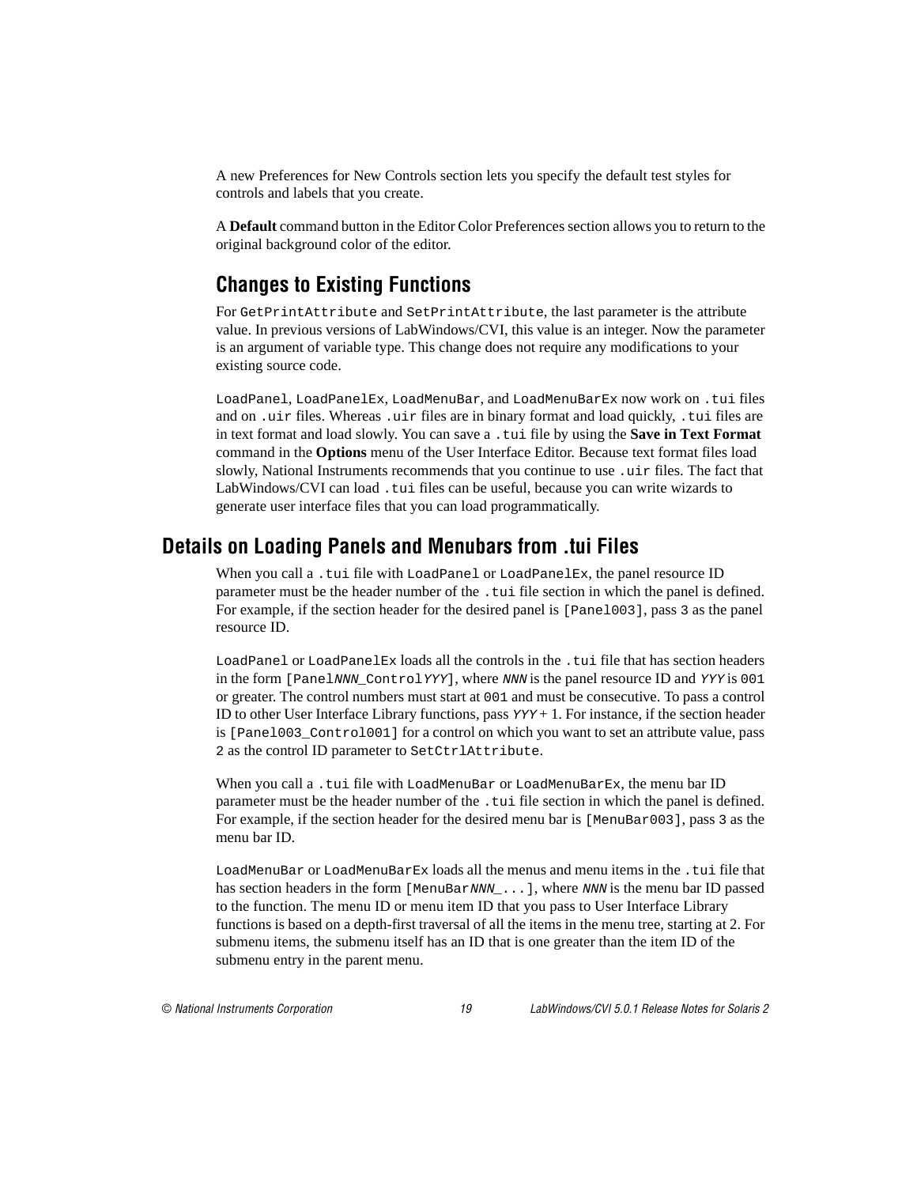A new Preferences for New Controls section lets you specify the default test styles for controls and labels that you create.

A **Default** command button in the Editor Color Preferences section allows you to return to the original background color of the editor.

### Changes to Existing Functions

For `GetPrintAttribute` and `SetPrintAttribute`, the last parameter is the attribute value. In previous versions of LabWindows/CVI, this value is an integer. Now the parameter is an argument of variable type. This change does not require any modifications to your existing source code.

`LoadPanel`, `LoadPanelEx`, `LoadMenuBar`, and `LoadMenuBarEx` now work on `.tui` files and on `.uir` files. Whereas `.uir` files are in binary format and load quickly, `.tui` files are in text format and load slowly. You can save a `.tui` file by using the **Save in Text Format** command in the **Options** menu of the User Interface Editor. Because text format files load slowly, National Instruments recommends that you continue to use `.uir` files. The fact that LabWindows/CVI can load `.tui` files can be useful, because you can write wizards to generate user interface files that you can load programmatically.

## Details on Loading Panels and Menubars from .tui Files

When you call a `.tui` file with `LoadPanel` or `LoadPanelEx`, the panel resource ID parameter must be the header number of the `.tui` file section in which the panel is defined. For example, if the section header for the desired panel is `[Panel003]`, pass `3` as the panel resource ID.

`LoadPanel` or `LoadPanelEx` loads all the controls in the `.tui` file that has section headers in the form `[Panel`*`NNN`*`_Control`*`YYY`*`]`, where *`NNN`* is the panel resource ID and *`YYY`* is `001` or greater. The control numbers must start at `001` and must be consecutive. To pass a control ID to other User Interface Library functions, pass *`YYY`* + 1. For instance, if the section header is `[Panel003_Control001]` for a control on which you want to set an attribute value, pass `2` as the control ID parameter to `SetCtrlAttribute`.

When you call a `.tui` file with `LoadMenuBar` or `LoadMenuBarEx`, the menu bar ID parameter must be the header number of the `.tui` file section in which the panel is defined. For example, if the section header for the desired menu bar is `[MenuBar003]`, pass `3` as the menu bar ID.

`LoadMenuBar` or `LoadMenuBarEx` loads all the menus and menu items in the `.tui` file that has section headers in the form `[MenuBar`*`NNN`*`_...]`, where *`NNN`* is the menu bar ID passed to the function. The menu ID or menu item ID that you pass to User Interface Library functions is based on a depth-first traversal of all the items in the menu tree, starting at 2. For submenu items, the submenu itself has an ID that is one greater than the item ID of the submenu entry in the parent menu.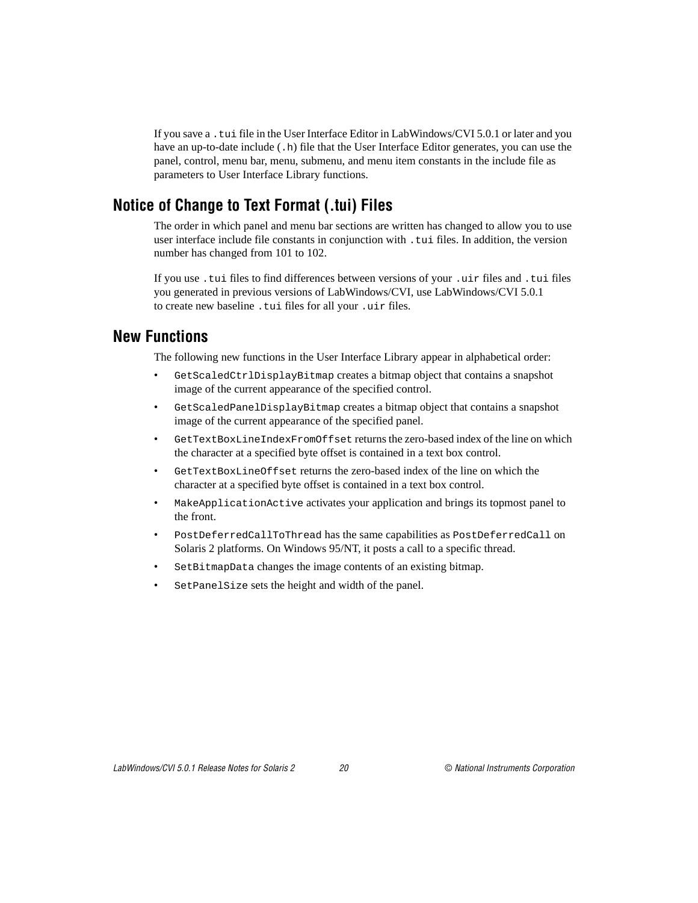If you save a `.tui` file in the User Interface Editor in LabWindows/CVI 5.0.1 or later and you have an up-to-date include (`.h`) file that the User Interface Editor generates, you can use the panel, control, menu bar, menu, submenu, and menu item constants in the include file as parameters to User Interface Library functions.

## Notice of Change to Text Format (.tui) Files

The order in which panel and menu bar sections are written has changed to allow you to use user interface include file constants in conjunction with `.tui` files. In addition, the version number has changed from 101 to 102.

If you use `.tui` files to find differences between versions of your `.uir` files and `.tui` files you generated in previous versions of LabWindows/CVI, use LabWindows/CVI 5.0.1 to create new baseline `.tui` files for all your `.uir` files.

## New Functions

The following new functions in the User Interface Library appear in alphabetical order:

- `GetScaledCtrlDisplayBitmap` creates a bitmap object that contains a snapshot image of the current appearance of the specified control.
- `GetScaledPanelDisplayBitmap` creates a bitmap object that contains a snapshot image of the current appearance of the specified panel.
- `GetTextBoxLineIndexFromOffset` returns the zero-based index of the line on which the character at a specified byte offset is contained in a text box control.
- `GetTextBoxLineOffset` returns the zero-based index of the line on which the character at a specified byte offset is contained in a text box control.
- `MakeApplicationActive` activates your application and brings its topmost panel to the front.
- `PostDeferredCallToThread` has the same capabilities as `PostDeferredCall` on Solaris 2 platforms. On Windows 95/NT, it posts a call to a specific thread.
- `SetBitmapData` changes the image contents of an existing bitmap.
- `SetPanelSize` sets the height and width of the panel.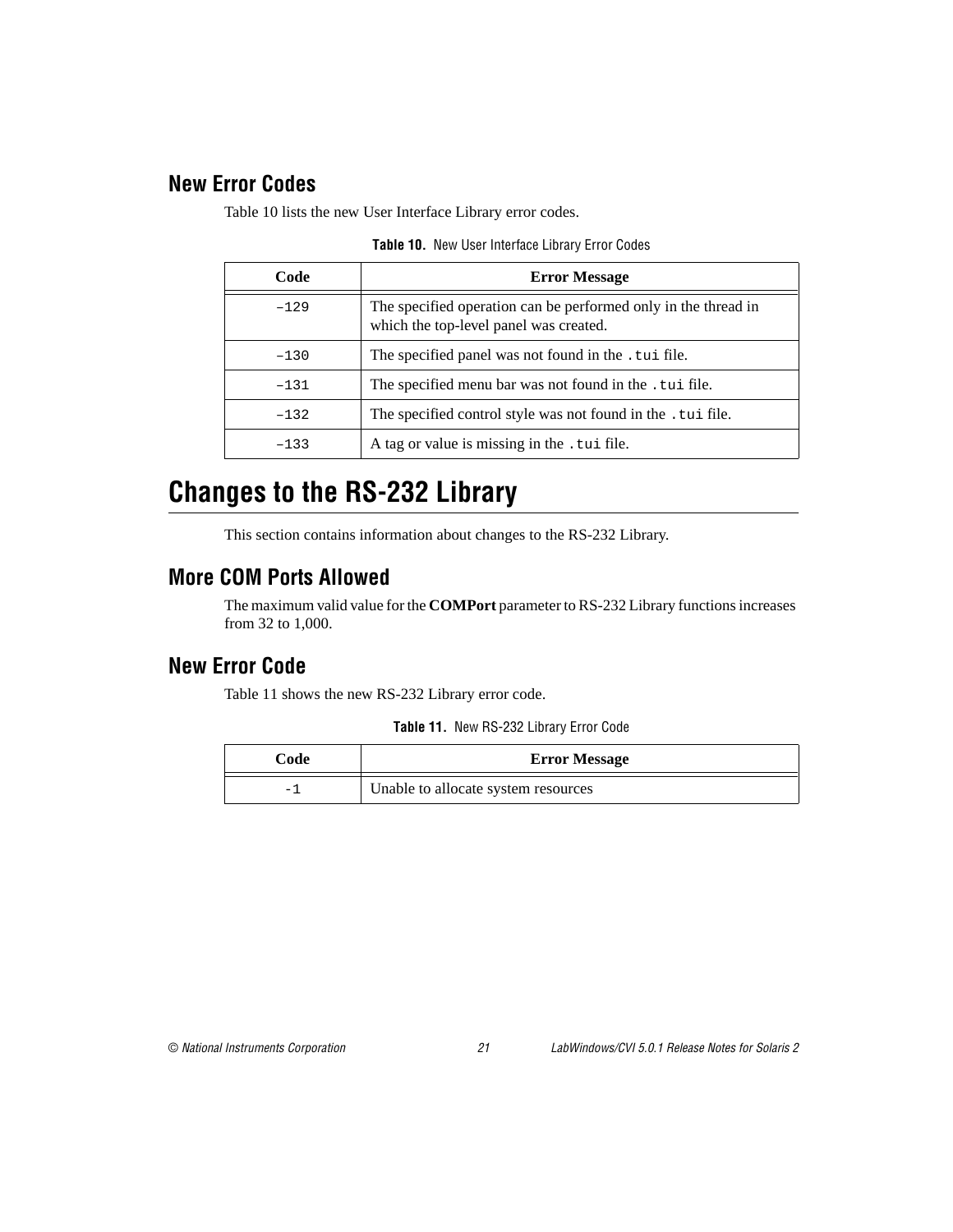## New Error Codes

Table 10 lists the new User Interface Library error codes.

**Table 10.** New User Interface Library Error Codes

| Code | Error Message |
|---|---|
| `–129` | The specified operation can be performed only in the thread in which the top-level panel was created. |
| `–130` | The specified panel was not found in the `.tui` file. |
| `–131` | The specified menu bar was not found in the `.tui` file. |
| `–132` | The specified control style was not found in the `.tui` file. |
| `–133` | A tag or value is missing in the `.tui` file. |

# Changes to the RS-232 Library

This section contains information about changes to the RS-232 Library.

## More COM Ports Allowed

The maximum valid value for the **COMPort** parameter to RS-232 Library functions increases from 32 to 1,000.

## New Error Code

Table 11 shows the new RS-232 Library error code.

**Table 11.** New RS-232 Library Error Code

| Code | Error Message |
|---|---|
| `-1` | Unable to allocate system resources |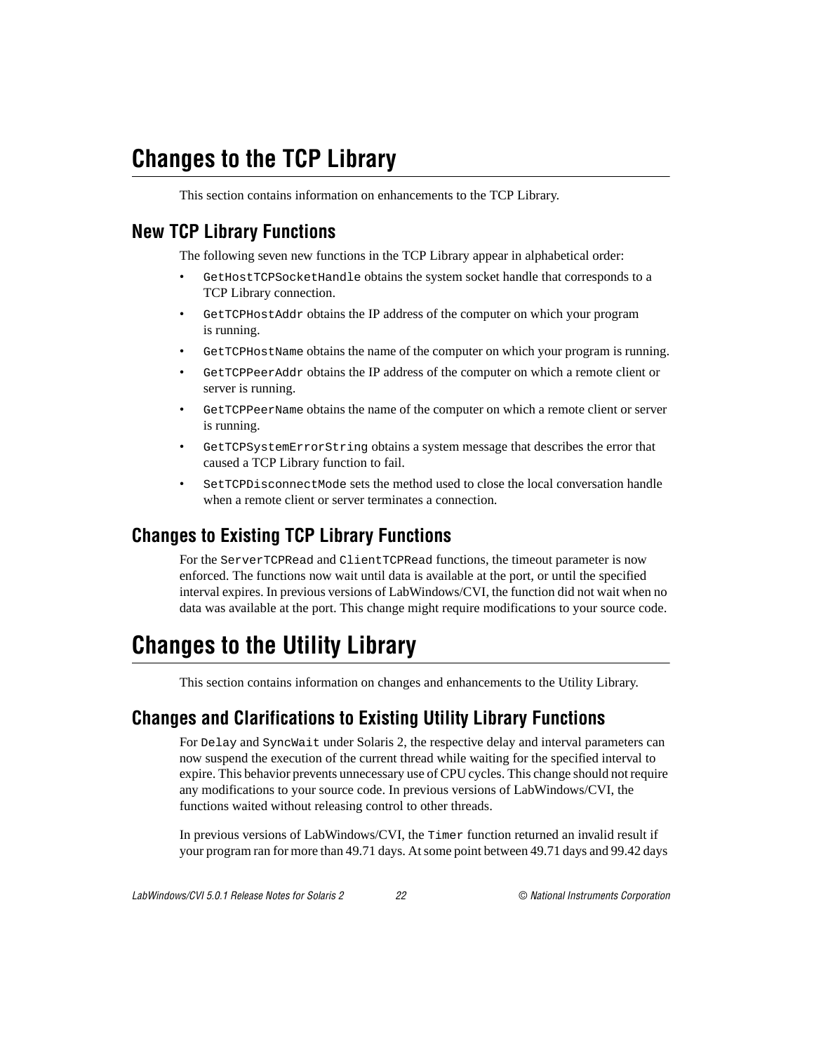# Changes to the TCP Library

This section contains information on enhancements to the TCP Library.

## New TCP Library Functions

The following seven new functions in the TCP Library appear in alphabetical order:

- `GetHostTCPSocketHandle` obtains the system socket handle that corresponds to a TCP Library connection.
- `GetTCPHostAddr` obtains the IP address of the computer on which your program is running.
- `GetTCPHostName` obtains the name of the computer on which your program is running.
- `GetTCPPeerAddr` obtains the IP address of the computer on which a remote client or server is running.
- `GetTCPPeerName` obtains the name of the computer on which a remote client or server is running.
- `GetTCPSystemErrorString` obtains a system message that describes the error that caused a TCP Library function to fail.
- `SetTCPDisconnectMode` sets the method used to close the local conversation handle when a remote client or server terminates a connection.

## Changes to Existing TCP Library Functions

For the `ServerTCPRead` and `ClientTCPRead` functions, the timeout parameter is now enforced. The functions now wait until data is available at the port, or until the specified interval expires. In previous versions of LabWindows/CVI, the function did not wait when no data was available at the port. This change might require modifications to your source code.

# Changes to the Utility Library

This section contains information on changes and enhancements to the Utility Library.

## Changes and Clarifications to Existing Utility Library Functions

For `Delay` and `SyncWait` under Solaris 2, the respective delay and interval parameters can now suspend the execution of the current thread while waiting for the specified interval to expire. This behavior prevents unnecessary use of CPU cycles. This change should not require any modifications to your source code. In previous versions of LabWindows/CVI, the functions waited without releasing control to other threads.

In previous versions of LabWindows/CVI, the `Timer` function returned an invalid result if your program ran for more than 49.71 days. At some point between 49.71 days and 99.42 days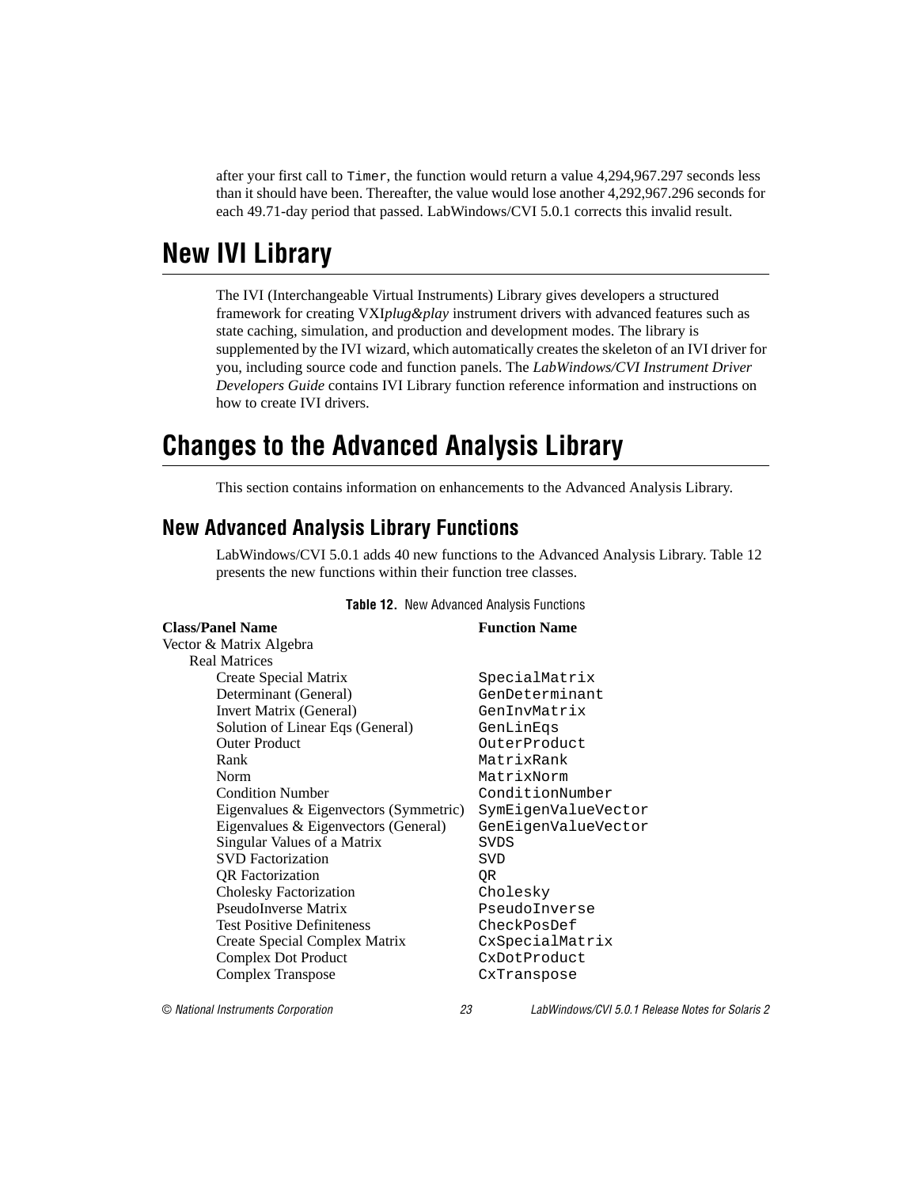after your first call to `Timer`, the function would return a value 4,294,967.297 seconds less than it should have been. Thereafter, the value would lose another 4,292,967.296 seconds for each 49.71-day period that passed. LabWindows/CVI 5.0.1 corrects this invalid result.

# New IVI Library

The IVI (Interchangeable Virtual Instruments) Library gives developers a structured framework for creating VXI*plug&play* instrument drivers with advanced features such as state caching, simulation, and production and development modes. The library is supplemented by the IVI wizard, which automatically creates the skeleton of an IVI driver for you, including source code and function panels. The *LabWindows/CVI Instrument Driver Developers Guide* contains IVI Library function reference information and instructions on how to create IVI drivers.

# Changes to the Advanced Analysis Library

This section contains information on enhancements to the Advanced Analysis Library.

## New Advanced Analysis Library Functions

LabWindows/CVI 5.0.1 adds 40 new functions to the Advanced Analysis Library. Table 12 presents the new functions within their function tree classes.

**Table 12.** New Advanced Analysis Functions

| Class/Panel Name | Function Name |
|---|---|
| Vector & Matrix Algebra | |
| Real Matrices | |
| Create Special Matrix | `SpecialMatrix` |
| Determinant (General) | `GenDeterminant` |
| Invert Matrix (General) | `GenInvMatrix` |
| Solution of Linear Eqs (General) | `GenLinEqs` |
| Outer Product | `OuterProduct` |
| Rank | `MatrixRank` |
| Norm | `MatrixNorm` |
| Condition Number | `ConditionNumber` |
| Eigenvalues & Eigenvectors (Symmetric) | `SymEigenValueVector` |
| Eigenvalues & Eigenvectors (General) | `GenEigenValueVector` |
| Singular Values of a Matrix | `SVDS` |
| SVD Factorization | `SVD` |
| QR Factorization | `QR` |
| Cholesky Factorization | `Cholesky` |
| PseudoInverse Matrix | `PseudoInverse` |
| Test Positive Definiteness | `CheckPosDef` |
| Create Special Complex Matrix | `CxSpecialMatrix` |
| Complex Dot Product | `CxDotProduct` |
| Complex Transpose | `CxTranspose` |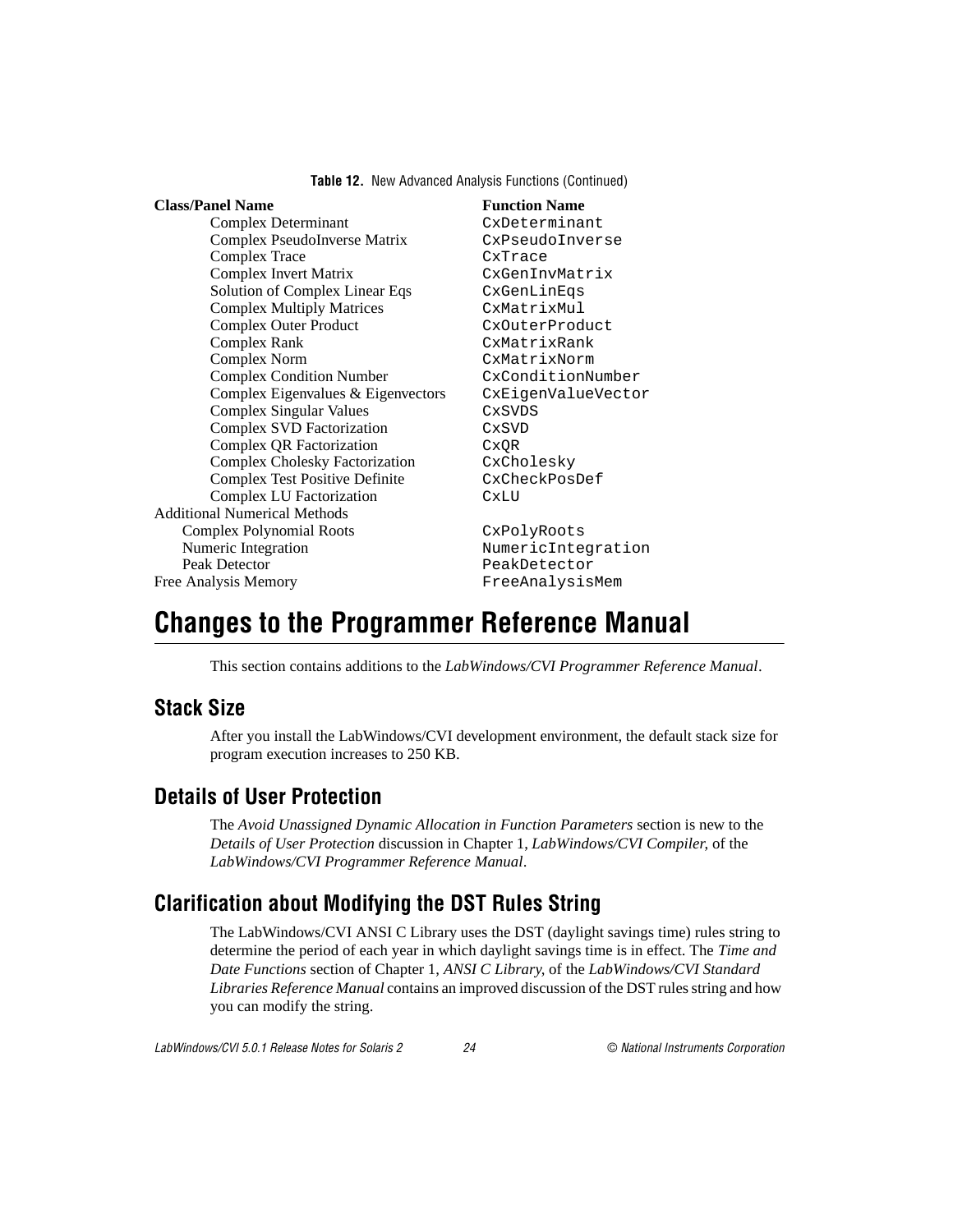**Table 12.** New Advanced Analysis Functions (Continued)

| Class/Panel Name | Function Name |
|---|---|
| Complex Determinant | `CxDeterminant` |
| Complex PseudoInverse Matrix | `CxPseudoInverse` |
| Complex Trace | `CxTrace` |
| Complex Invert Matrix | `CxGenInvMatrix` |
| Solution of Complex Linear Eqs | `CxGenLinEqs` |
| Complex Multiply Matrices | `CxMatrixMul` |
| Complex Outer Product | `CxOuterProduct` |
| Complex Rank | `CxMatrixRank` |
| Complex Norm | `CxMatrixNorm` |
| Complex Condition Number | `CxConditionNumber` |
| Complex Eigenvalues & Eigenvectors | `CxEigenValueVector` |
| Complex Singular Values | `CxSVDS` |
| Complex SVD Factorization | `CxSVD` |
| Complex QR Factorization | `CxQR` |
| Complex Cholesky Factorization | `CxCholesky` |
| Complex Test Positive Definite | `CxCheckPosDef` |
| Complex LU Factorization | `CxLU` |
| Additional Numerical Methods | |
| Complex Polynomial Roots | `CxPolyRoots` |
| Numeric Integration | `NumericIntegration` |
| Peak Detector | `PeakDetector` |
| Free Analysis Memory | `FreeAnalysisMem` |

# Changes to the Programmer Reference Manual

This section contains additions to the *LabWindows/CVI Programmer Reference Manual*.

## Stack Size

After you install the LabWindows/CVI development environment, the default stack size for program execution increases to 250 KB.

## Details of User Protection

The *Avoid Unassigned Dynamic Allocation in Function Parameters* section is new to the *Details of User Protection* discussion in Chapter 1, *LabWindows/CVI Compiler*, of the *LabWindows/CVI Programmer Reference Manual*.

## Clarification about Modifying the DST Rules String

The LabWindows/CVI ANSI C Library uses the DST (daylight savings time) rules string to determine the period of each year in which daylight savings time is in effect. The *Time and Date Functions* section of Chapter 1, *ANSI C Library*, of the *LabWindows/CVI Standard Libraries Reference Manual* contains an improved discussion of the DST rules string and how you can modify the string.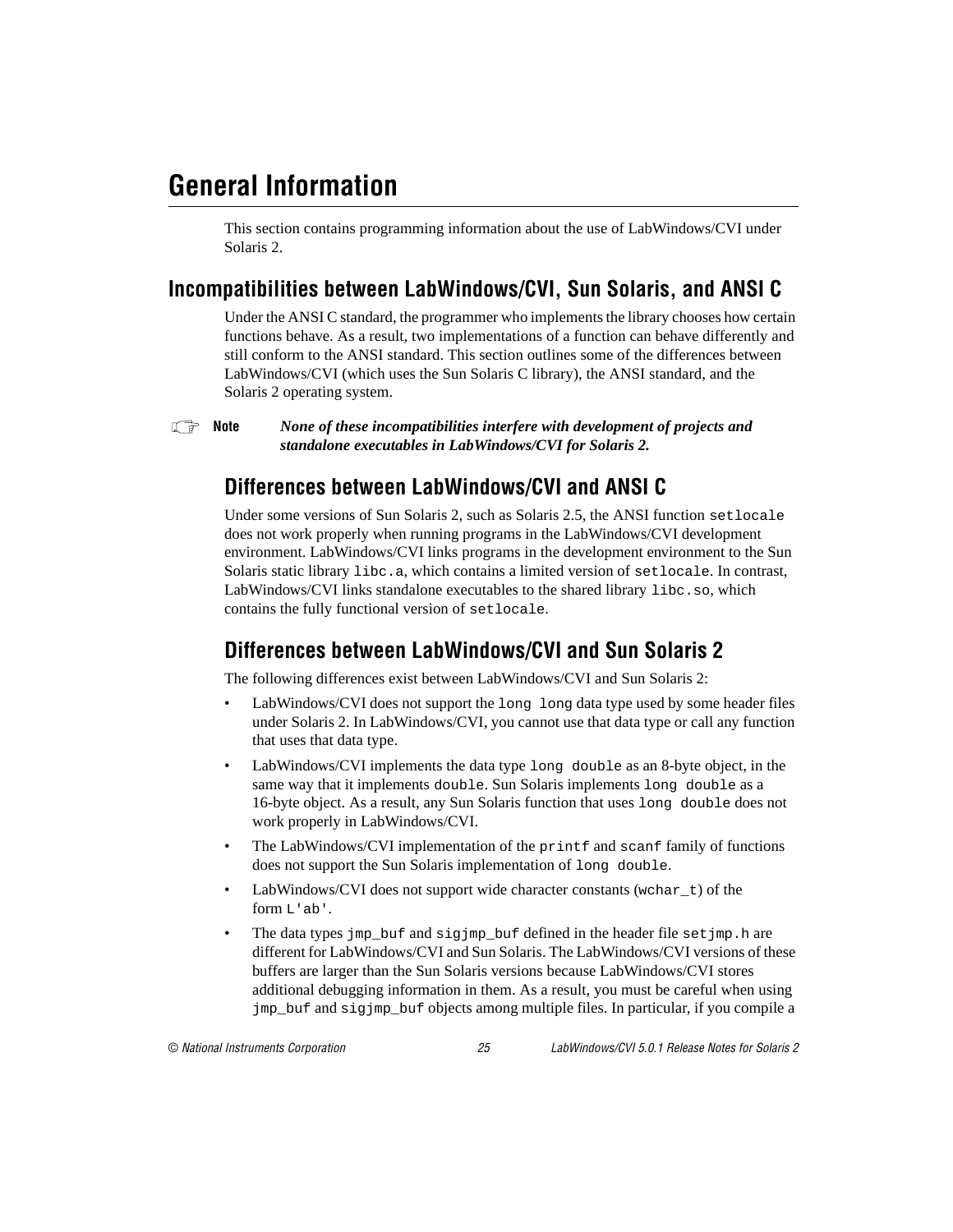# General Information

This section contains programming information about the use of LabWindows/CVI under Solaris 2.

## Incompatibilities between LabWindows/CVI, Sun Solaris, and ANSI C

Under the ANSI C standard, the programmer who implements the library chooses how certain functions behave. As a result, two implementations of a function can behave differently and still conform to the ANSI standard. This section outlines some of the differences between LabWindows/CVI (which uses the Sun Solaris C library), the ANSI standard, and the Solaris 2 operating system.

**Note** ***None of these incompatibilities interfere with development of projects and standalone executables in LabWindows/CVI for Solaris 2.***

### Differences between LabWindows/CVI and ANSI C

Under some versions of Sun Solaris 2, such as Solaris 2.5, the ANSI function `setlocale` does not work properly when running programs in the LabWindows/CVI development environment. LabWindows/CVI links programs in the development environment to the Sun Solaris static library `libc.a`, which contains a limited version of `setlocale`. In contrast, LabWindows/CVI links standalone executables to the shared library `libc.so`, which contains the fully functional version of `setlocale`.

### Differences between LabWindows/CVI and Sun Solaris 2

The following differences exist between LabWindows/CVI and Sun Solaris 2:

- LabWindows/CVI does not support the `long long` data type used by some header files under Solaris 2. In LabWindows/CVI, you cannot use that data type or call any function that uses that data type.
- LabWindows/CVI implements the data type `long double` as an 8-byte object, in the same way that it implements `double`. Sun Solaris implements `long double` as a 16-byte object. As a result, any Sun Solaris function that uses `long double` does not work properly in LabWindows/CVI.
- The LabWindows/CVI implementation of the `printf` and `scanf` family of functions does not support the Sun Solaris implementation of `long double`.
- LabWindows/CVI does not support wide character constants (`wchar_t`) of the form `L'ab'`.
- The data types `jmp_buf` and `sigjmp_buf` defined in the header file `setjmp.h` are different for LabWindows/CVI and Sun Solaris. The LabWindows/CVI versions of these buffers are larger than the Sun Solaris versions because LabWindows/CVI stores additional debugging information in them. As a result, you must be careful when using `jmp_buf` and `sigjmp_buf` objects among multiple files. In particular, if you compile a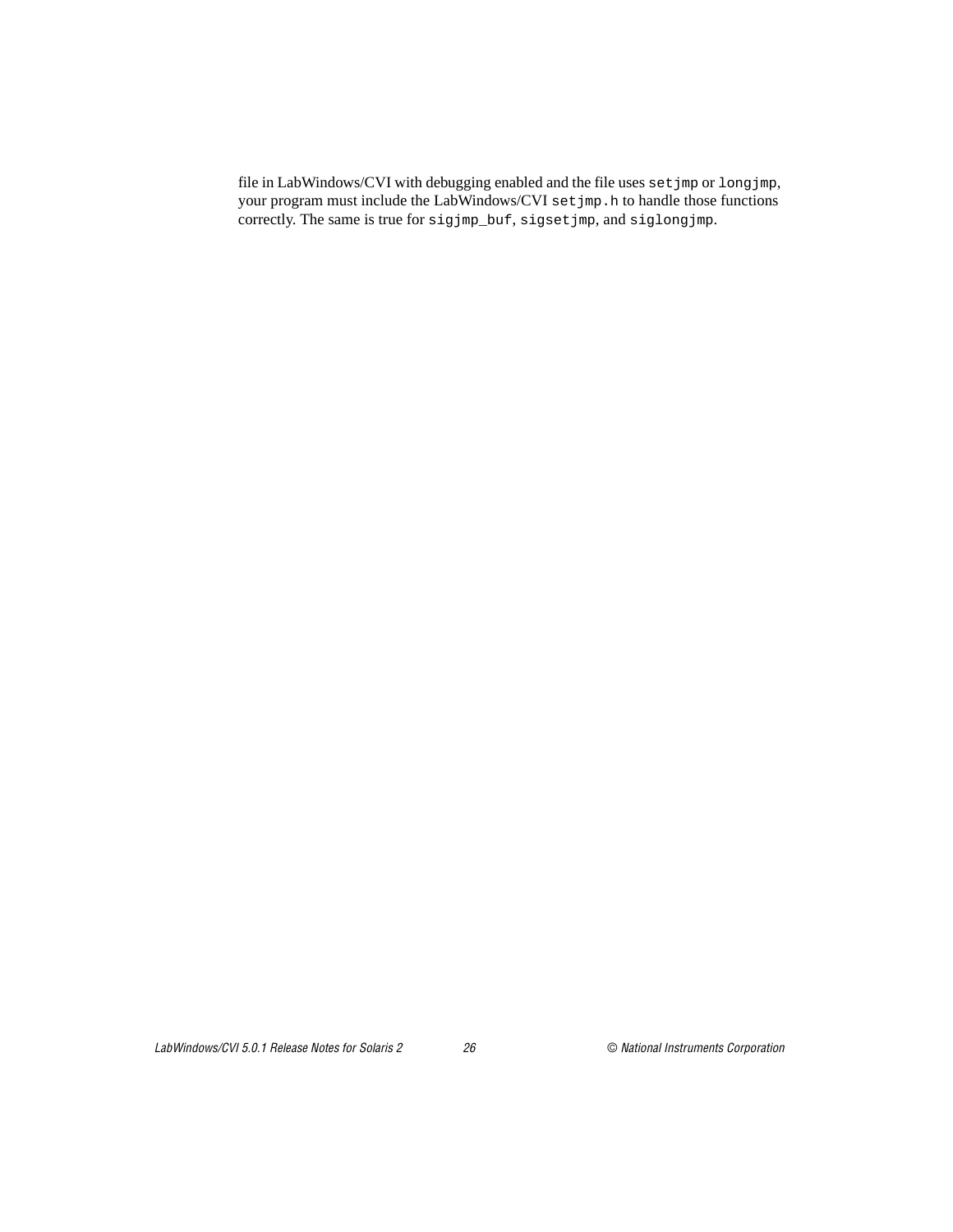file in LabWindows/CVI with debugging enabled and the file uses `setjmp` or `longjmp`, your program must include the LabWindows/CVI `setjmp.h` to handle those functions correctly. The same is true for `sigjmp_buf`, `sigsetjmp`, and `siglongjmp`.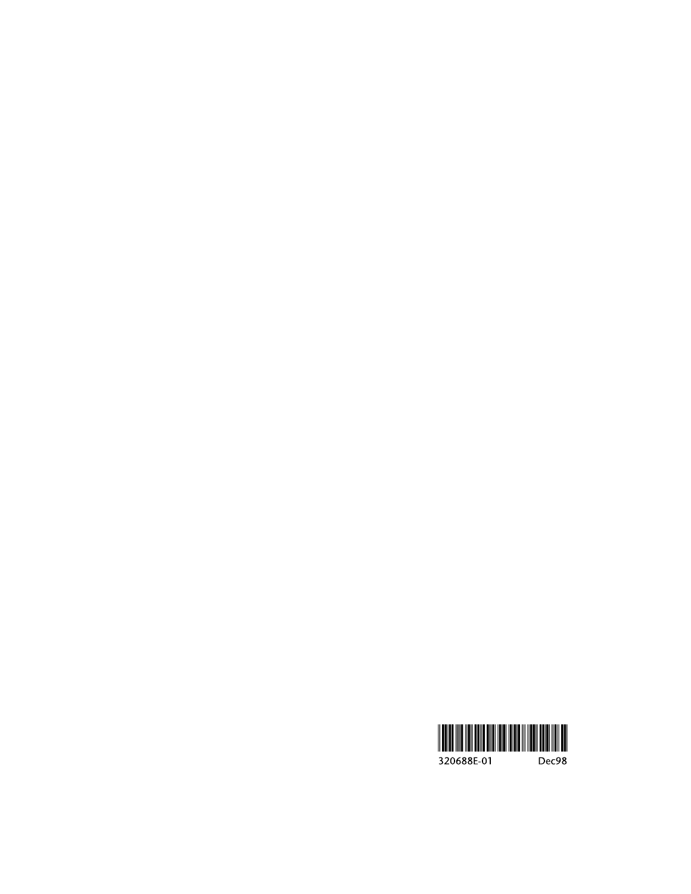320688E-01 Dec98